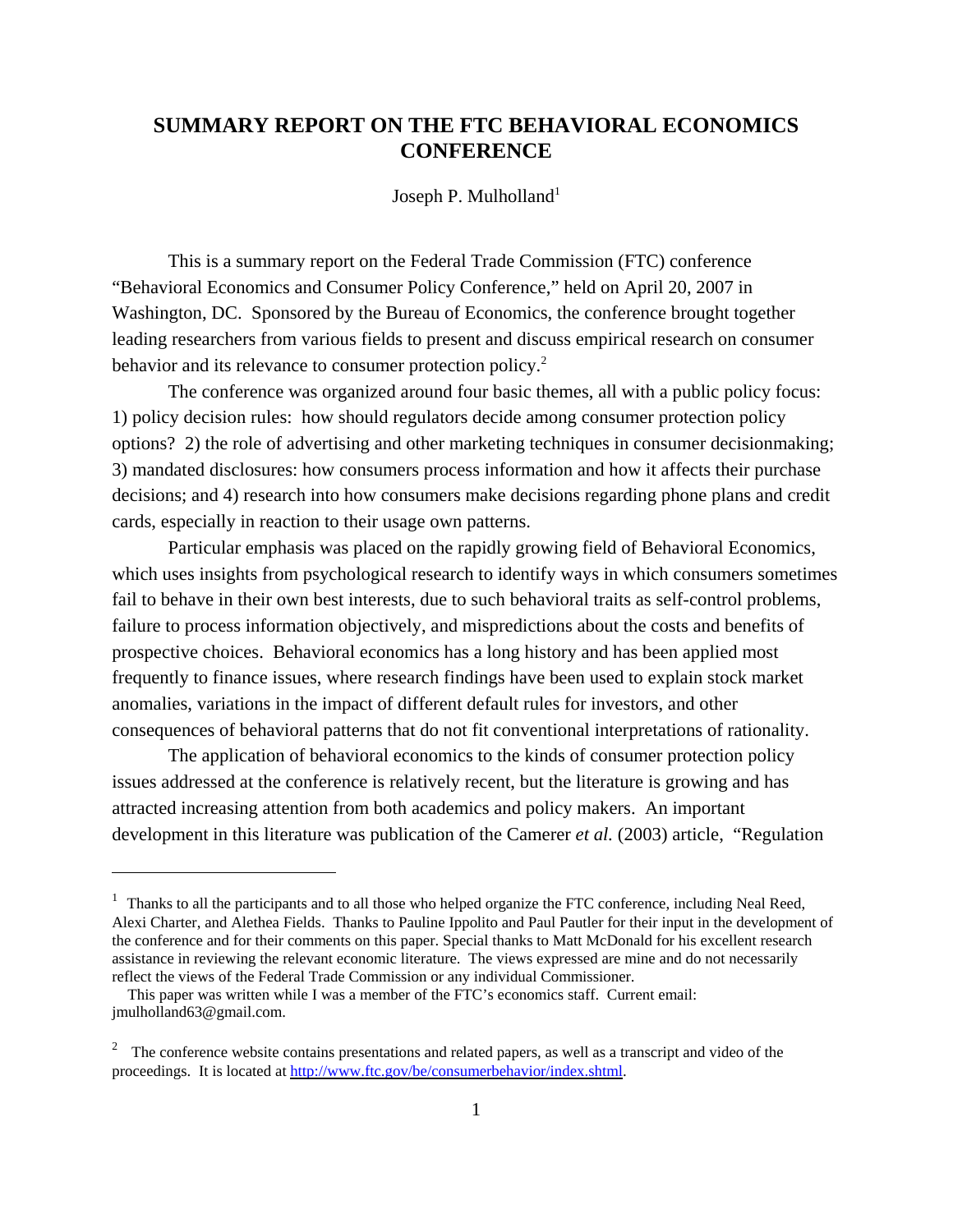# SUMMARY REPORT ON THE FTC BEHAVIORAL ECONOMICS CONFERENCE

Joseph P. Mulholland[1]

This is a summary report on the Federal Trade Commission (FTC) conference "Behavioral Economics and Consumer Policy Conference," held on April 20, 2007 in Washington, DC. Sponsored by the Bureau of Economics, the conference brought together leading researchers from various fields to present and discuss empirical research on consumer behavior and its relevance to consumer protection policy.[2]

The conference was organized around four basic themes, all with a public policy focus: 1) policy decision rules: how should regulators decide among consumer protection policy options? 2) the role of advertising and other marketing techniques in consumer decisionmaking; 3) mandated disclosures: how consumers process information and how it affects their purchase decisions; and 4) research into how consumers make decisions regarding phone plans and credit cards, especially in reaction to their usage own patterns.

Particular emphasis was placed on the rapidly growing field of Behavioral Economics, which uses insights from psychological research to identify ways in which consumers sometimes fail to behave in their own best interests, due to such behavioral traits as self-control problems, failure to process information objectively, and mispredictions about the costs and benefits of prospective choices. Behavioral economics has a long history and has been applied most frequently to finance issues, where research findings have been used to explain stock market anomalies, variations in the impact of different default rules for investors, and other consequences of behavioral patterns that do not fit conventional interpretations of rationality.

The application of behavioral economics to the kinds of consumer protection policy issues addressed at the conference is relatively recent, but the literature is growing and has attracted increasing attention from both academics and policy makers. An important development in this literature was publication of the Camerer *et al.* (2003) article, "Regulation

---

[1] Thanks to all the participants and to all those who helped organize the FTC conference, including Neal Reed, Alexi Charter, and Alethea Fields. Thanks to Pauline Ippolito and Paul Pautler for their input in the development of the conference and for their comments on this paper. Special thanks to Matt McDonald for his excellent research assistance in reviewing the relevant economic literature. The views expressed are mine and do not necessarily reflect the views of the Federal Trade Commission or any individual Commissioner.

This paper was written while I was a member of the FTC's economics staff. Current email: jmulholland63@gmail.com.

[2] The conference website contains presentations and related papers, as well as a transcript and video of the proceedings. It is located at http://www.ftc.gov/be/consumerbehavior/index.shtml.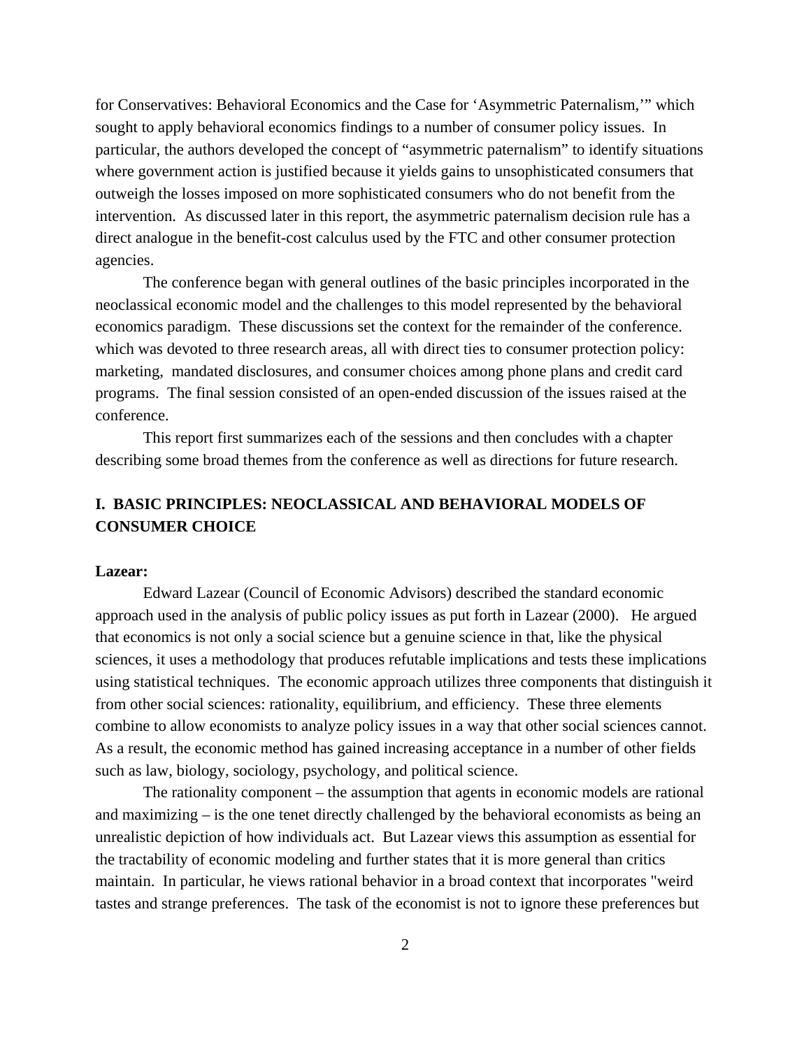for Conservatives: Behavioral Economics and the Case for 'Asymmetric Paternalism,'" which sought to apply behavioral economics findings to a number of consumer policy issues. In particular, the authors developed the concept of "asymmetric paternalism" to identify situations where government action is justified because it yields gains to unsophisticated consumers that outweigh the losses imposed on more sophisticated consumers who do not benefit from the intervention. As discussed later in this report, the asymmetric paternalism decision rule has a direct analogue in the benefit-cost calculus used by the FTC and other consumer protection agencies.

The conference began with general outlines of the basic principles incorporated in the neoclassical economic model and the challenges to this model represented by the behavioral economics paradigm. These discussions set the context for the remainder of the conference. which was devoted to three research areas, all with direct ties to consumer protection policy: marketing, mandated disclosures, and consumer choices among phone plans and credit card programs. The final session consisted of an open-ended discussion of the issues raised at the conference.

This report first summarizes each of the sessions and then concludes with a chapter describing some broad themes from the conference as well as directions for future research.

## I. BASIC PRINCIPLES: NEOCLASSICAL AND BEHAVIORAL MODELS OF CONSUMER CHOICE

**Lazear:**

Edward Lazear (Council of Economic Advisors) described the standard economic approach used in the analysis of public policy issues as put forth in Lazear (2000). He argued that economics is not only a social science but a genuine science in that, like the physical sciences, it uses a methodology that produces refutable implications and tests these implications using statistical techniques. The economic approach utilizes three components that distinguish it from other social sciences: rationality, equilibrium, and efficiency. These three elements combine to allow economists to analyze policy issues in a way that other social sciences cannot. As a result, the economic method has gained increasing acceptance in a number of other fields such as law, biology, sociology, psychology, and political science.

The rationality component – the assumption that agents in economic models are rational and maximizing – is the one tenet directly challenged by the behavioral economists as being an unrealistic depiction of how individuals act. But Lazear views this assumption as essential for the tractability of economic modeling and further states that it is more general than critics maintain. In particular, he views rational behavior in a broad context that incorporates "weird tastes and strange preferences. The task of the economist is not to ignore these preferences but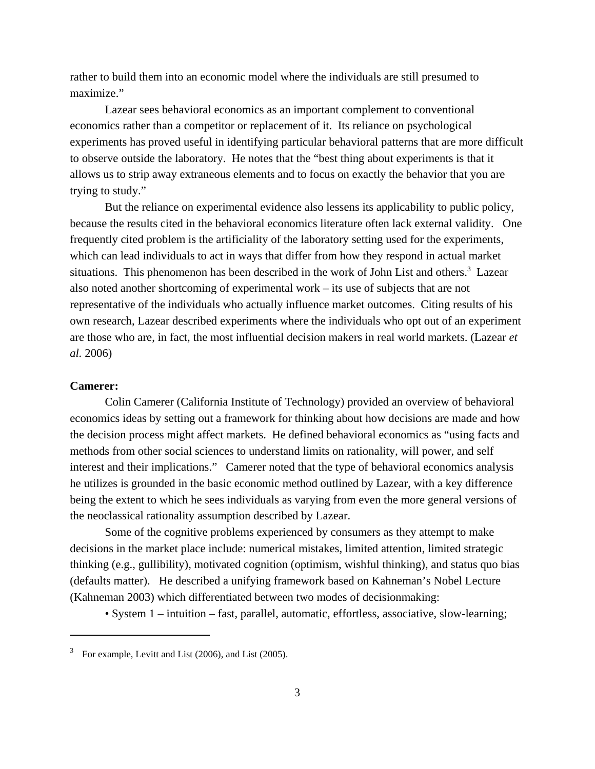rather to build them into an economic model where the individuals are still presumed to maximize."

Lazear sees behavioral economics as an important complement to conventional economics rather than a competitor or replacement of it. Its reliance on psychological experiments has proved useful in identifying particular behavioral patterns that are more difficult to observe outside the laboratory. He notes that the "best thing about experiments is that it allows us to strip away extraneous elements and to focus on exactly the behavior that you are trying to study."

But the reliance on experimental evidence also lessens its applicability to public policy, because the results cited in the behavioral economics literature often lack external validity. One frequently cited problem is the artificiality of the laboratory setting used for the experiments, which can lead individuals to act in ways that differ from how they respond in actual market situations. This phenomenon has been described in the work of John List and others.[3] Lazear also noted another shortcoming of experimental work – its use of subjects that are not representative of the individuals who actually influence market outcomes. Citing results of his own research, Lazear described experiments where the individuals who opt out of an experiment are those who are, in fact, the most influential decision makers in real world markets. (Lazear *et al.* 2006)

**Camerer:**

Colin Camerer (California Institute of Technology) provided an overview of behavioral economics ideas by setting out a framework for thinking about how decisions are made and how the decision process might affect markets. He defined behavioral economics as "using facts and methods from other social sciences to understand limits on rationality, will power, and self interest and their implications." Camerer noted that the type of behavioral economics analysis he utilizes is grounded in the basic economic method outlined by Lazear, with a key difference being the extent to which he sees individuals as varying from even the more general versions of the neoclassical rationality assumption described by Lazear.

Some of the cognitive problems experienced by consumers as they attempt to make decisions in the market place include: numerical mistakes, limited attention, limited strategic thinking (e.g., gullibility), motivated cognition (optimism, wishful thinking), and status quo bias (defaults matter). He described a unifying framework based on Kahneman's Nobel Lecture (Kahneman 2003) which differentiated between two modes of decisionmaking:

- System 1 – intuition – fast, parallel, automatic, effortless, associative, slow-learning;

---

[3] For example, Levitt and List (2006), and List (2005).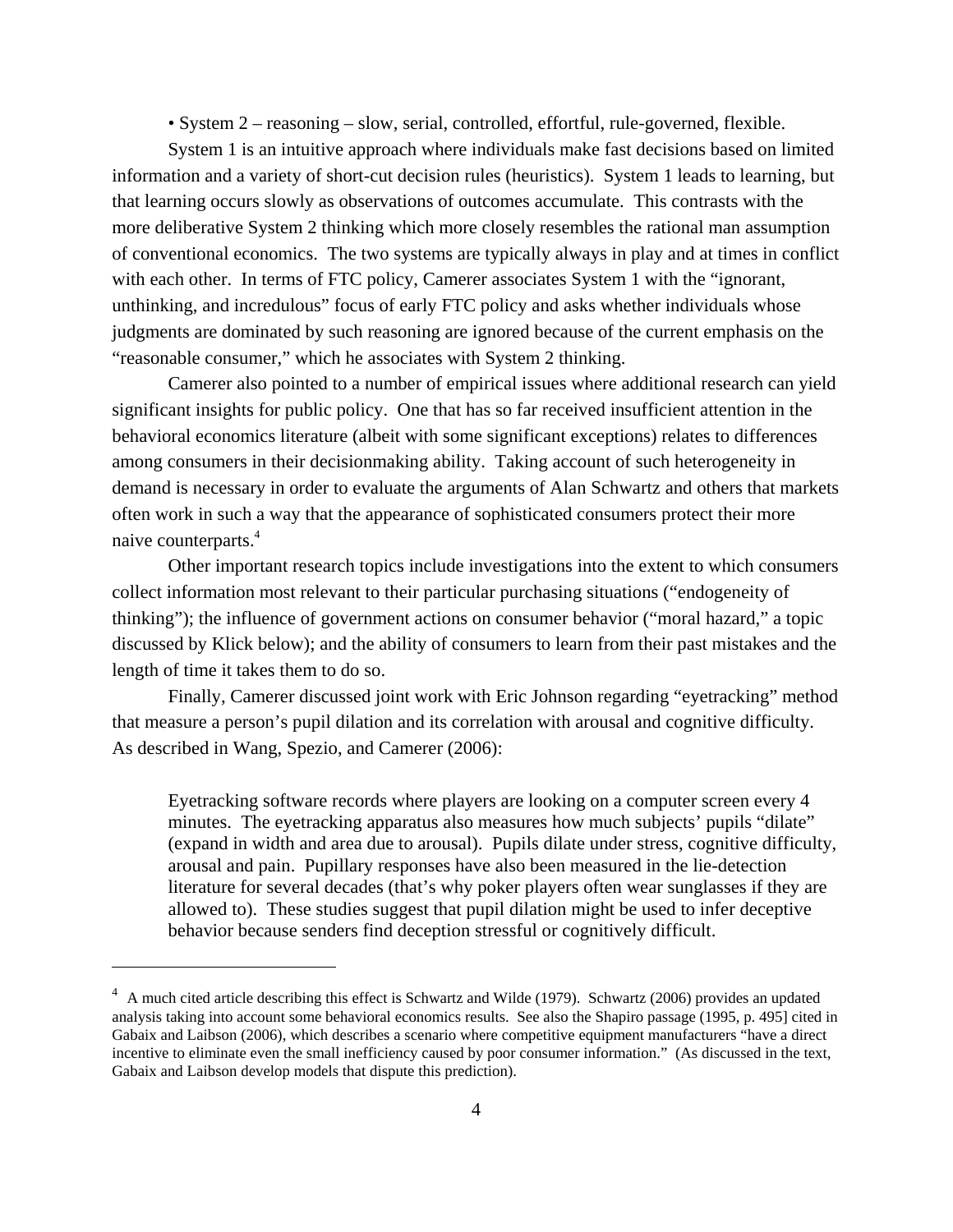• System 2 – reasoning – slow, serial, controlled, effortful, rule-governed, flexible.

System 1 is an intuitive approach where individuals make fast decisions based on limited information and a variety of short-cut decision rules (heuristics). System 1 leads to learning, but that learning occurs slowly as observations of outcomes accumulate. This contrasts with the more deliberative System 2 thinking which more closely resembles the rational man assumption of conventional economics. The two systems are typically always in play and at times in conflict with each other. In terms of FTC policy, Camerer associates System 1 with the "ignorant, unthinking, and incredulous" focus of early FTC policy and asks whether individuals whose judgments are dominated by such reasoning are ignored because of the current emphasis on the "reasonable consumer," which he associates with System 2 thinking.

Camerer also pointed to a number of empirical issues where additional research can yield significant insights for public policy. One that has so far received insufficient attention in the behavioral economics literature (albeit with some significant exceptions) relates to differences among consumers in their decisionmaking ability. Taking account of such heterogeneity in demand is necessary in order to evaluate the arguments of Alan Schwartz and others that markets often work in such a way that the appearance of sophisticated consumers protect their more naive counterparts.[4]

Other important research topics include investigations into the extent to which consumers collect information most relevant to their particular purchasing situations ("endogeneity of thinking"); the influence of government actions on consumer behavior ("moral hazard," a topic discussed by Klick below); and the ability of consumers to learn from their past mistakes and the length of time it takes them to do so.

Finally, Camerer discussed joint work with Eric Johnson regarding "eyetracking" method that measure a person's pupil dilation and its correlation with arousal and cognitive difficulty. As described in Wang, Spezio, and Camerer (2006):

> Eyetracking software records where players are looking on a computer screen every 4 minutes. The eyetracking apparatus also measures how much subjects' pupils "dilate" (expand in width and area due to arousal). Pupils dilate under stress, cognitive difficulty, arousal and pain. Pupillary responses have also been measured in the lie-detection literature for several decades (that's why poker players often wear sunglasses if they are allowed to). These studies suggest that pupil dilation might be used to infer deceptive behavior because senders find deception stressful or cognitively difficult.

---

[4] A much cited article describing this effect is Schwartz and Wilde (1979). Schwartz (2006) provides an updated analysis taking into account some behavioral economics results. See also the Shapiro passage (1995, p. 495] cited in Gabaix and Laibson (2006), which describes a scenario where competitive equipment manufacturers "have a direct incentive to eliminate even the small inefficiency caused by poor consumer information." (As discussed in the text, Gabaix and Laibson develop models that dispute this prediction).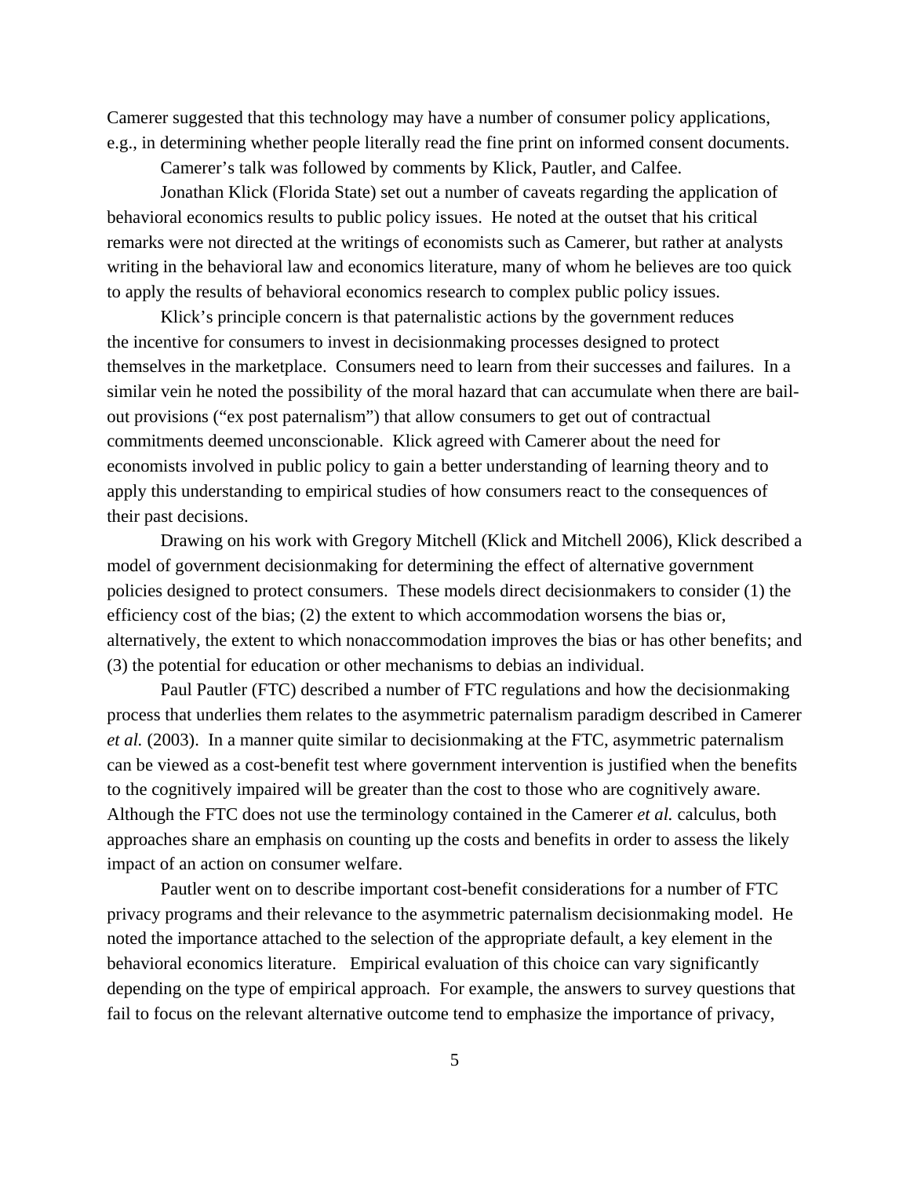Camerer suggested that this technology may have a number of consumer policy applications, e.g., in determining whether people literally read the fine print on informed consent documents.

Camerer's talk was followed by comments by Klick, Pautler, and Calfee.

Jonathan Klick (Florida State) set out a number of caveats regarding the application of behavioral economics results to public policy issues. He noted at the outset that his critical remarks were not directed at the writings of economists such as Camerer, but rather at analysts writing in the behavioral law and economics literature, many of whom he believes are too quick to apply the results of behavioral economics research to complex public policy issues.

Klick's principle concern is that paternalistic actions by the government reduces the incentive for consumers to invest in decisionmaking processes designed to protect themselves in the marketplace. Consumers need to learn from their successes and failures. In a similar vein he noted the possibility of the moral hazard that can accumulate when there are bail-out provisions ("ex post paternalism") that allow consumers to get out of contractual commitments deemed unconscionable. Klick agreed with Camerer about the need for economists involved in public policy to gain a better understanding of learning theory and to apply this understanding to empirical studies of how consumers react to the consequences of their past decisions.

Drawing on his work with Gregory Mitchell (Klick and Mitchell 2006), Klick described a model of government decisionmaking for determining the effect of alternative government policies designed to protect consumers. These models direct decisionmakers to consider (1) the efficiency cost of the bias; (2) the extent to which accommodation worsens the bias or, alternatively, the extent to which nonaccommodation improves the bias or has other benefits; and (3) the potential for education or other mechanisms to debias an individual.

Paul Pautler (FTC) described a number of FTC regulations and how the decisionmaking process that underlies them relates to the asymmetric paternalism paradigm described in Camerer *et al.* (2003). In a manner quite similar to decisionmaking at the FTC, asymmetric paternalism can be viewed as a cost-benefit test where government intervention is justified when the benefits to the cognitively impaired will be greater than the cost to those who are cognitively aware. Although the FTC does not use the terminology contained in the Camerer *et al.* calculus, both approaches share an emphasis on counting up the costs and benefits in order to assess the likely impact of an action on consumer welfare.

Pautler went on to describe important cost-benefit considerations for a number of FTC privacy programs and their relevance to the asymmetric paternalism decisionmaking model. He noted the importance attached to the selection of the appropriate default, a key element in the behavioral economics literature. Empirical evaluation of this choice can vary significantly depending on the type of empirical approach. For example, the answers to survey questions that fail to focus on the relevant alternative outcome tend to emphasize the importance of privacy,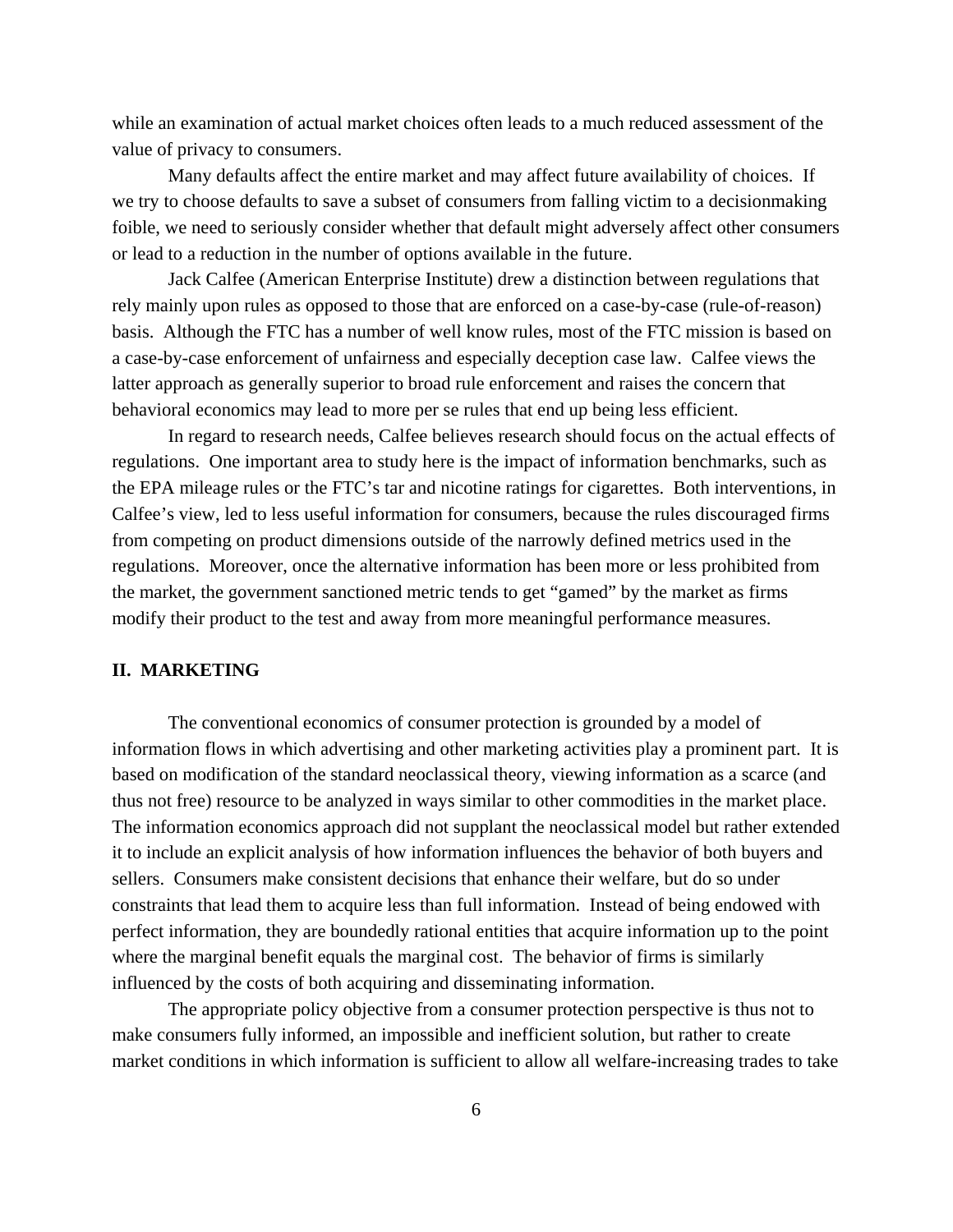while an examination of actual market choices often leads to a much reduced assessment of the value of privacy to consumers.

Many defaults affect the entire market and may affect future availability of choices. If we try to choose defaults to save a subset of consumers from falling victim to a decisionmaking foible, we need to seriously consider whether that default might adversely affect other consumers or lead to a reduction in the number of options available in the future.

Jack Calfee (American Enterprise Institute) drew a distinction between regulations that rely mainly upon rules as opposed to those that are enforced on a case-by-case (rule-of-reason) basis. Although the FTC has a number of well know rules, most of the FTC mission is based on a case-by-case enforcement of unfairness and especially deception case law. Calfee views the latter approach as generally superior to broad rule enforcement and raises the concern that behavioral economics may lead to more per se rules that end up being less efficient.

In regard to research needs, Calfee believes research should focus on the actual effects of regulations. One important area to study here is the impact of information benchmarks, such as the EPA mileage rules or the FTC's tar and nicotine ratings for cigarettes. Both interventions, in Calfee's view, led to less useful information for consumers, because the rules discouraged firms from competing on product dimensions outside of the narrowly defined metrics used in the regulations. Moreover, once the alternative information has been more or less prohibited from the market, the government sanctioned metric tends to get "gamed" by the market as firms modify their product to the test and away from more meaningful performance measures.

## II. MARKETING

The conventional economics of consumer protection is grounded by a model of information flows in which advertising and other marketing activities play a prominent part. It is based on modification of the standard neoclassical theory, viewing information as a scarce (and thus not free) resource to be analyzed in ways similar to other commodities in the market place. The information economics approach did not supplant the neoclassical model but rather extended it to include an explicit analysis of how information influences the behavior of both buyers and sellers. Consumers make consistent decisions that enhance their welfare, but do so under constraints that lead them to acquire less than full information. Instead of being endowed with perfect information, they are boundedly rational entities that acquire information up to the point where the marginal benefit equals the marginal cost. The behavior of firms is similarly influenced by the costs of both acquiring and disseminating information.

The appropriate policy objective from a consumer protection perspective is thus not to make consumers fully informed, an impossible and inefficient solution, but rather to create market conditions in which information is sufficient to allow all welfare-increasing trades to take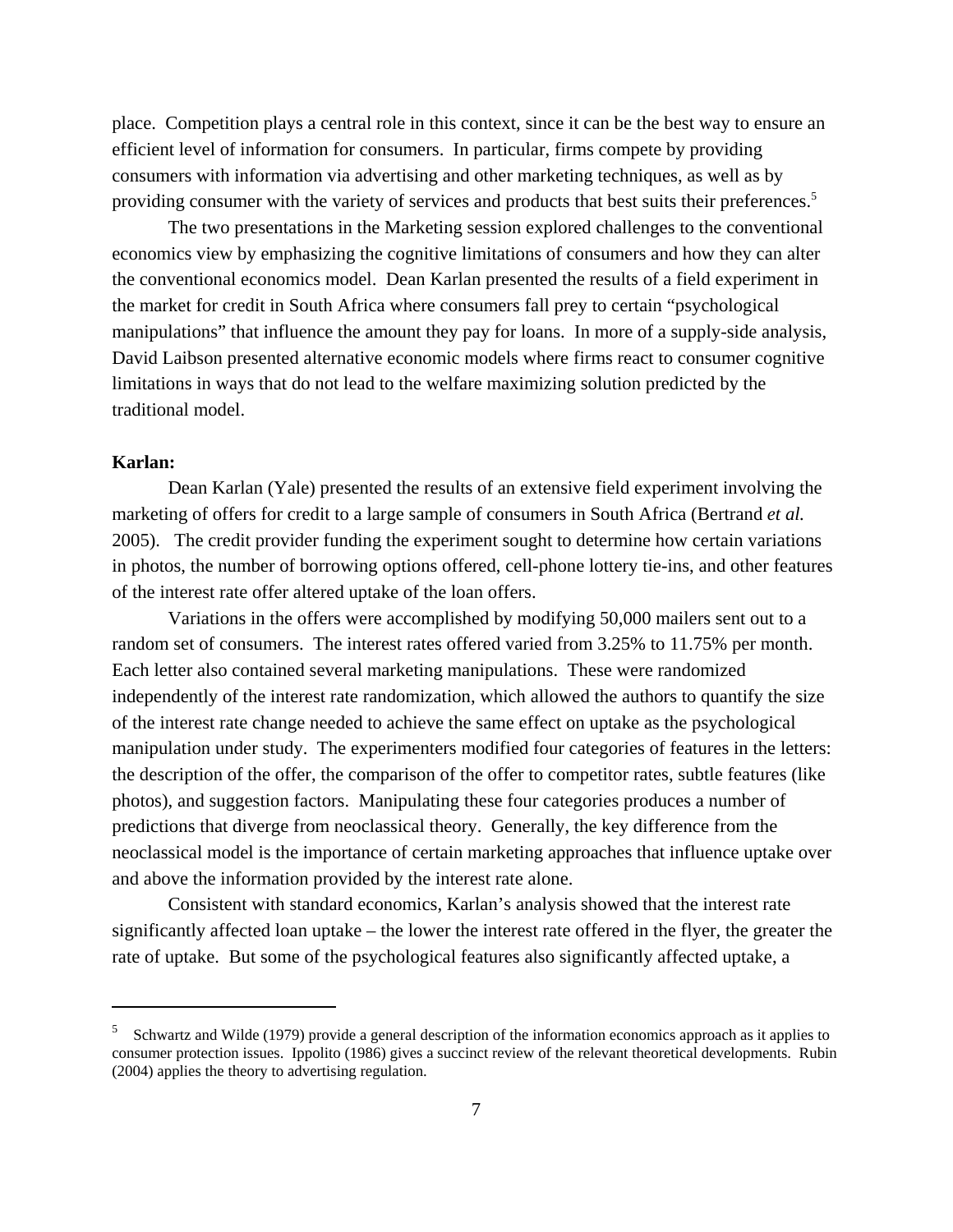place. Competition plays a central role in this context, since it can be the best way to ensure an efficient level of information for consumers. In particular, firms compete by providing consumers with information via advertising and other marketing techniques, as well as by providing consumer with the variety of services and products that best suits their preferences.[5]

The two presentations in the Marketing session explored challenges to the conventional economics view by emphasizing the cognitive limitations of consumers and how they can alter the conventional economics model. Dean Karlan presented the results of a field experiment in the market for credit in South Africa where consumers fall prey to certain "psychological manipulations" that influence the amount they pay for loans. In more of a supply-side analysis, David Laibson presented alternative economic models where firms react to consumer cognitive limitations in ways that do not lead to the welfare maximizing solution predicted by the traditional model.

**Karlan:**

Dean Karlan (Yale) presented the results of an extensive field experiment involving the marketing of offers for credit to a large sample of consumers in South Africa (Bertrand *et al.* 2005). The credit provider funding the experiment sought to determine how certain variations in photos, the number of borrowing options offered, cell-phone lottery tie-ins, and other features of the interest rate offer altered uptake of the loan offers.

Variations in the offers were accomplished by modifying 50,000 mailers sent out to a random set of consumers. The interest rates offered varied from 3.25% to 11.75% per month. Each letter also contained several marketing manipulations. These were randomized independently of the interest rate randomization, which allowed the authors to quantify the size of the interest rate change needed to achieve the same effect on uptake as the psychological manipulation under study. The experimenters modified four categories of features in the letters: the description of the offer, the comparison of the offer to competitor rates, subtle features (like photos), and suggestion factors. Manipulating these four categories produces a number of predictions that diverge from neoclassical theory. Generally, the key difference from the neoclassical model is the importance of certain marketing approaches that influence uptake over and above the information provided by the interest rate alone.

Consistent with standard economics, Karlan's analysis showed that the interest rate significantly affected loan uptake – the lower the interest rate offered in the flyer, the greater the rate of uptake. But some of the psychological features also significantly affected uptake, a

---

[5] Schwartz and Wilde (1979) provide a general description of the information economics approach as it applies to consumer protection issues. Ippolito (1986) gives a succinct review of the relevant theoretical developments. Rubin (2004) applies the theory to advertising regulation.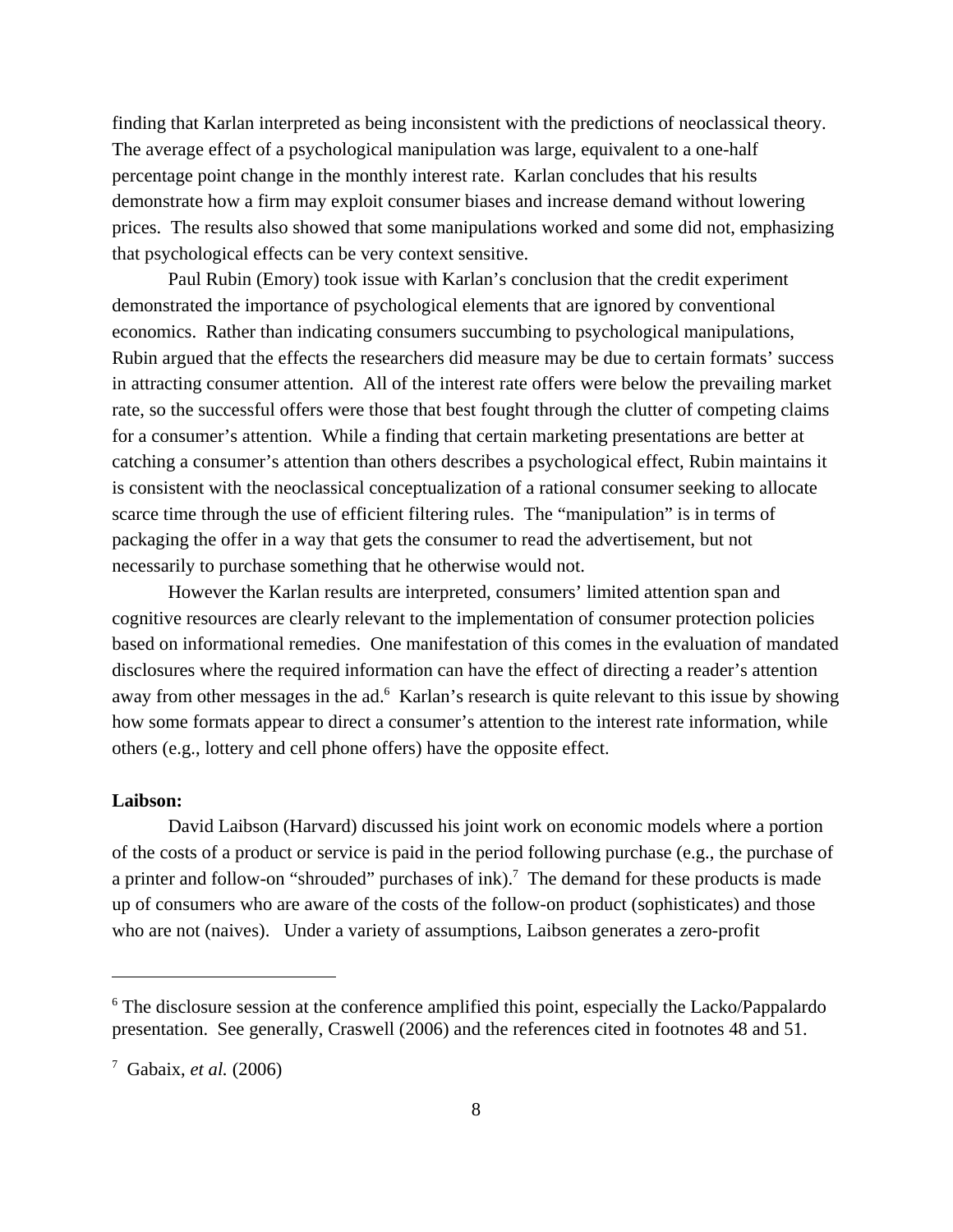finding that Karlan interpreted as being inconsistent with the predictions of neoclassical theory. The average effect of a psychological manipulation was large, equivalent to a one-half percentage point change in the monthly interest rate. Karlan concludes that his results demonstrate how a firm may exploit consumer biases and increase demand without lowering prices. The results also showed that some manipulations worked and some did not, emphasizing that psychological effects can be very context sensitive.

Paul Rubin (Emory) took issue with Karlan's conclusion that the credit experiment demonstrated the importance of psychological elements that are ignored by conventional economics. Rather than indicating consumers succumbing to psychological manipulations, Rubin argued that the effects the researchers did measure may be due to certain formats' success in attracting consumer attention. All of the interest rate offers were below the prevailing market rate, so the successful offers were those that best fought through the clutter of competing claims for a consumer's attention. While a finding that certain marketing presentations are better at catching a consumer's attention than others describes a psychological effect, Rubin maintains it is consistent with the neoclassical conceptualization of a rational consumer seeking to allocate scarce time through the use of efficient filtering rules. The "manipulation" is in terms of packaging the offer in a way that gets the consumer to read the advertisement, but not necessarily to purchase something that he otherwise would not.

However the Karlan results are interpreted, consumers' limited attention span and cognitive resources are clearly relevant to the implementation of consumer protection policies based on informational remedies. One manifestation of this comes in the evaluation of mandated disclosures where the required information can have the effect of directing a reader's attention away from other messages in the ad.[6] Karlan's research is quite relevant to this issue by showing how some formats appear to direct a consumer's attention to the interest rate information, while others (e.g., lottery and cell phone offers) have the opposite effect.

**Laibson:**

David Laibson (Harvard) discussed his joint work on economic models where a portion of the costs of a product or service is paid in the period following purchase (e.g., the purchase of a printer and follow-on "shrouded" purchases of ink).[7] The demand for these products is made up of consumers who are aware of the costs of the follow-on product (sophisticates) and those who are not (naives). Under a variety of assumptions, Laibson generates a zero-profit

---

[6] The disclosure session at the conference amplified this point, especially the Lacko/Pappalardo presentation. See generally, Craswell (2006) and the references cited in footnotes 48 and 51.

[7] Gabaix, *et al.* (2006)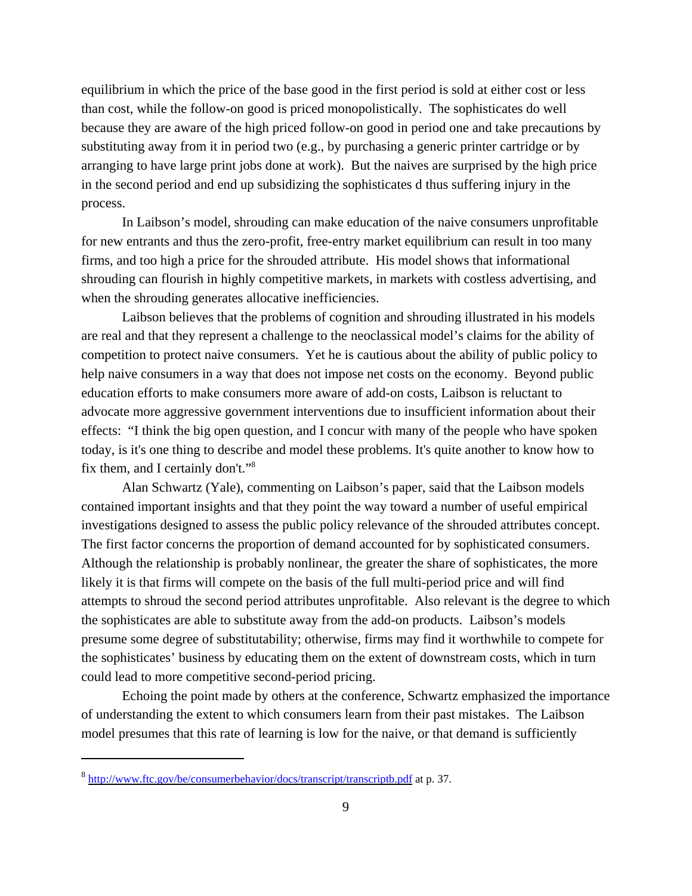equilibrium in which the price of the base good in the first period is sold at either cost or less than cost, while the follow-on good is priced monopolistically. The sophisticates do well because they are aware of the high priced follow-on good in period one and take precautions by substituting away from it in period two (e.g., by purchasing a generic printer cartridge or by arranging to have large print jobs done at work). But the naives are surprised by the high price in the second period and end up subsidizing the sophisticates d thus suffering injury in the process.

In Laibson's model, shrouding can make education of the naive consumers unprofitable for new entrants and thus the zero-profit, free-entry market equilibrium can result in too many firms, and too high a price for the shrouded attribute. His model shows that informational shrouding can flourish in highly competitive markets, in markets with costless advertising, and when the shrouding generates allocative inefficiencies.

Laibson believes that the problems of cognition and shrouding illustrated in his models are real and that they represent a challenge to the neoclassical model's claims for the ability of competition to protect naive consumers. Yet he is cautious about the ability of public policy to help naive consumers in a way that does not impose net costs on the economy. Beyond public education efforts to make consumers more aware of add-on costs, Laibson is reluctant to advocate more aggressive government interventions due to insufficient information about their effects: "I think the big open question, and I concur with many of the people who have spoken today, is it's one thing to describe and model these problems. It's quite another to know how to fix them, and I certainly don't."[8]

Alan Schwartz (Yale), commenting on Laibson's paper, said that the Laibson models contained important insights and that they point the way toward a number of useful empirical investigations designed to assess the public policy relevance of the shrouded attributes concept. The first factor concerns the proportion of demand accounted for by sophisticated consumers. Although the relationship is probably nonlinear, the greater the share of sophisticates, the more likely it is that firms will compete on the basis of the full multi-period price and will find attempts to shroud the second period attributes unprofitable. Also relevant is the degree to which the sophisticates are able to substitute away from the add-on products. Laibson's models presume some degree of substitutability; otherwise, firms may find it worthwhile to compete for the sophisticates' business by educating them on the extent of downstream costs, which in turn could lead to more competitive second-period pricing.

Echoing the point made by others at the conference, Schwartz emphasized the importance of understanding the extent to which consumers learn from their past mistakes. The Laibson model presumes that this rate of learning is low for the naive, or that demand is sufficiently

---

[8] http://www.ftc.gov/be/consumerbehavior/docs/transcript/transcriptb.pdf at p. 37.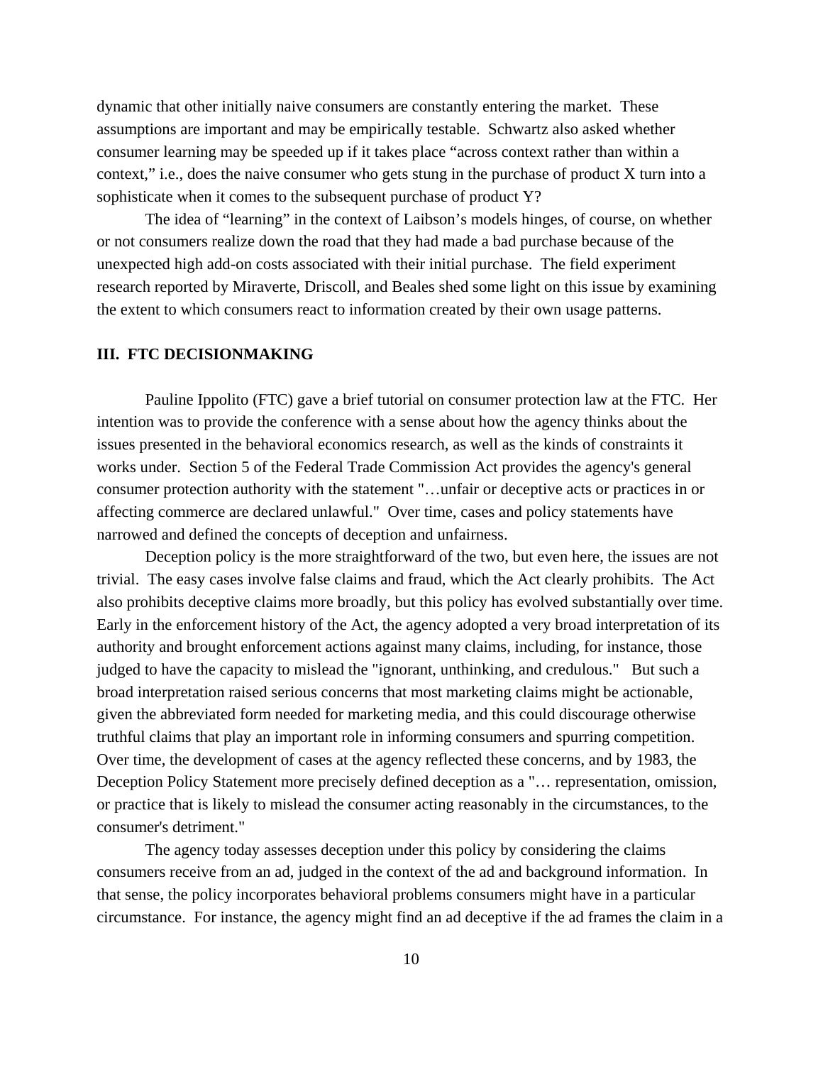dynamic that other initially naive consumers are constantly entering the market. These assumptions are important and may be empirically testable. Schwartz also asked whether consumer learning may be speeded up if it takes place "across context rather than within a context," i.e., does the naive consumer who gets stung in the purchase of product X turn into a sophisticate when it comes to the subsequent purchase of product Y?

The idea of "learning" in the context of Laibson's models hinges, of course, on whether or not consumers realize down the road that they had made a bad purchase because of the unexpected high add-on costs associated with their initial purchase. The field experiment research reported by Miraverte, Driscoll, and Beales shed some light on this issue by examining the extent to which consumers react to information created by their own usage patterns.

## III. FTC DECISIONMAKING

Pauline Ippolito (FTC) gave a brief tutorial on consumer protection law at the FTC. Her intention was to provide the conference with a sense about how the agency thinks about the issues presented in the behavioral economics research, as well as the kinds of constraints it works under. Section 5 of the Federal Trade Commission Act provides the agency's general consumer protection authority with the statement "…unfair or deceptive acts or practices in or affecting commerce are declared unlawful." Over time, cases and policy statements have narrowed and defined the concepts of deception and unfairness.

Deception policy is the more straightforward of the two, but even here, the issues are not trivial. The easy cases involve false claims and fraud, which the Act clearly prohibits. The Act also prohibits deceptive claims more broadly, but this policy has evolved substantially over time. Early in the enforcement history of the Act, the agency adopted a very broad interpretation of its authority and brought enforcement actions against many claims, including, for instance, those judged to have the capacity to mislead the "ignorant, unthinking, and credulous." But such a broad interpretation raised serious concerns that most marketing claims might be actionable, given the abbreviated form needed for marketing media, and this could discourage otherwise truthful claims that play an important role in informing consumers and spurring competition. Over time, the development of cases at the agency reflected these concerns, and by 1983, the Deception Policy Statement more precisely defined deception as a "… representation, omission, or practice that is likely to mislead the consumer acting reasonably in the circumstances, to the consumer's detriment."

The agency today assesses deception under this policy by considering the claims consumers receive from an ad, judged in the context of the ad and background information. In that sense, the policy incorporates behavioral problems consumers might have in a particular circumstance. For instance, the agency might find an ad deceptive if the ad frames the claim in a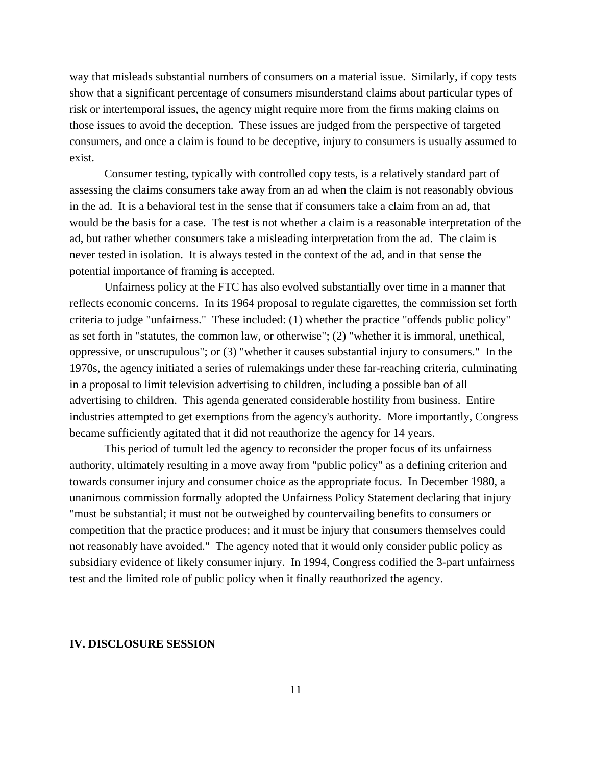way that misleads substantial numbers of consumers on a material issue. Similarly, if copy tests show that a significant percentage of consumers misunderstand claims about particular types of risk or intertemporal issues, the agency might require more from the firms making claims on those issues to avoid the deception. These issues are judged from the perspective of targeted consumers, and once a claim is found to be deceptive, injury to consumers is usually assumed to exist.

Consumer testing, typically with controlled copy tests, is a relatively standard part of assessing the claims consumers take away from an ad when the claim is not reasonably obvious in the ad. It is a behavioral test in the sense that if consumers take a claim from an ad, that would be the basis for a case. The test is not whether a claim is a reasonable interpretation of the ad, but rather whether consumers take a misleading interpretation from the ad. The claim is never tested in isolation. It is always tested in the context of the ad, and in that sense the potential importance of framing is accepted.

Unfairness policy at the FTC has also evolved substantially over time in a manner that reflects economic concerns. In its 1964 proposal to regulate cigarettes, the commission set forth criteria to judge "unfairness." These included: (1) whether the practice "offends public policy" as set forth in "statutes, the common law, or otherwise"; (2) "whether it is immoral, unethical, oppressive, or unscrupulous"; or (3) "whether it causes substantial injury to consumers." In the 1970s, the agency initiated a series of rulemakings under these far-reaching criteria, culminating in a proposal to limit television advertising to children, including a possible ban of all advertising to children. This agenda generated considerable hostility from business. Entire industries attempted to get exemptions from the agency's authority. More importantly, Congress became sufficiently agitated that it did not reauthorize the agency for 14 years.

This period of tumult led the agency to reconsider the proper focus of its unfairness authority, ultimately resulting in a move away from "public policy" as a defining criterion and towards consumer injury and consumer choice as the appropriate focus. In December 1980, a unanimous commission formally adopted the Unfairness Policy Statement declaring that injury "must be substantial; it must not be outweighed by countervailing benefits to consumers or competition that the practice produces; and it must be injury that consumers themselves could not reasonably have avoided." The agency noted that it would only consider public policy as subsidiary evidence of likely consumer injury. In 1994, Congress codified the 3-part unfairness test and the limited role of public policy when it finally reauthorized the agency.

## IV. DISCLOSURE SESSION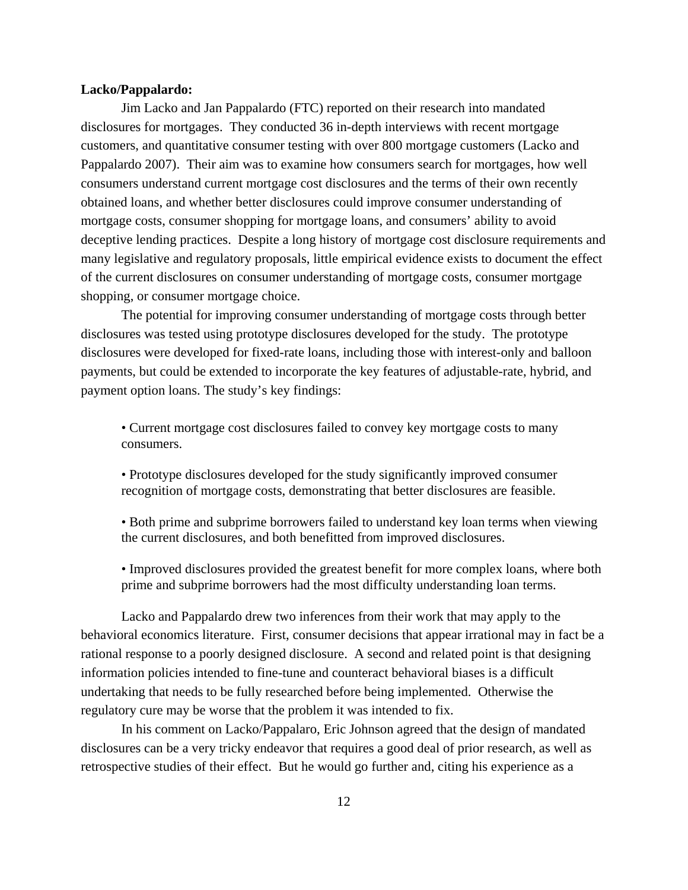**Lacko/Pappalardo:**

Jim Lacko and Jan Pappalardo (FTC) reported on their research into mandated disclosures for mortgages. They conducted 36 in-depth interviews with recent mortgage customers, and quantitative consumer testing with over 800 mortgage customers (Lacko and Pappalardo 2007). Their aim was to examine how consumers search for mortgages, how well consumers understand current mortgage cost disclosures and the terms of their own recently obtained loans, and whether better disclosures could improve consumer understanding of mortgage costs, consumer shopping for mortgage loans, and consumers' ability to avoid deceptive lending practices. Despite a long history of mortgage cost disclosure requirements and many legislative and regulatory proposals, little empirical evidence exists to document the effect of the current disclosures on consumer understanding of mortgage costs, consumer mortgage shopping, or consumer mortgage choice.

The potential for improving consumer understanding of mortgage costs through better disclosures was tested using prototype disclosures developed for the study. The prototype disclosures were developed for fixed-rate loans, including those with interest-only and balloon payments, but could be extended to incorporate the key features of adjustable-rate, hybrid, and payment option loans. The study's key findings:

- Current mortgage cost disclosures failed to convey key mortgage costs to many consumers.
- Prototype disclosures developed for the study significantly improved consumer recognition of mortgage costs, demonstrating that better disclosures are feasible.
- Both prime and subprime borrowers failed to understand key loan terms when viewing the current disclosures, and both benefitted from improved disclosures.
- Improved disclosures provided the greatest benefit for more complex loans, where both prime and subprime borrowers had the most difficulty understanding loan terms.

Lacko and Pappalardo drew two inferences from their work that may apply to the behavioral economics literature. First, consumer decisions that appear irrational may in fact be a rational response to a poorly designed disclosure. A second and related point is that designing information policies intended to fine-tune and counteract behavioral biases is a difficult undertaking that needs to be fully researched before being implemented. Otherwise the regulatory cure may be worse that the problem it was intended to fix.

In his comment on Lacko/Pappalaro, Eric Johnson agreed that the design of mandated disclosures can be a very tricky endeavor that requires a good deal of prior research, as well as retrospective studies of their effect. But he would go further and, citing his experience as a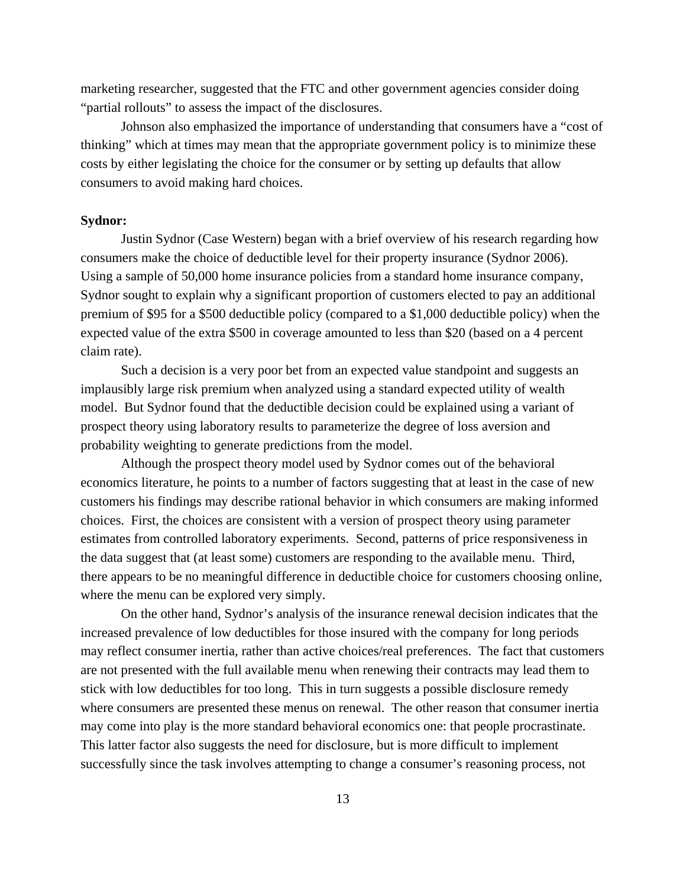marketing researcher, suggested that the FTC and other government agencies consider doing "partial rollouts" to assess the impact of the disclosures.

Johnson also emphasized the importance of understanding that consumers have a "cost of thinking" which at times may mean that the appropriate government policy is to minimize these costs by either legislating the choice for the consumer or by setting up defaults that allow consumers to avoid making hard choices.

**Sydnor:**

Justin Sydnor (Case Western) began with a brief overview of his research regarding how consumers make the choice of deductible level for their property insurance (Sydnor 2006). Using a sample of 50,000 home insurance policies from a standard home insurance company, Sydnor sought to explain why a significant proportion of customers elected to pay an additional premium of $95 for a $500 deductible policy (compared to a $1,000 deductible policy) when the expected value of the extra $500 in coverage amounted to less than $20 (based on a 4 percent claim rate).

Such a decision is a very poor bet from an expected value standpoint and suggests an implausibly large risk premium when analyzed using a standard expected utility of wealth model. But Sydnor found that the deductible decision could be explained using a variant of prospect theory using laboratory results to parameterize the degree of loss aversion and probability weighting to generate predictions from the model.

Although the prospect theory model used by Sydnor comes out of the behavioral economics literature, he points to a number of factors suggesting that at least in the case of new customers his findings may describe rational behavior in which consumers are making informed choices. First, the choices are consistent with a version of prospect theory using parameter estimates from controlled laboratory experiments. Second, patterns of price responsiveness in the data suggest that (at least some) customers are responding to the available menu. Third, there appears to be no meaningful difference in deductible choice for customers choosing online, where the menu can be explored very simply.

On the other hand, Sydnor's analysis of the insurance renewal decision indicates that the increased prevalence of low deductibles for those insured with the company for long periods may reflect consumer inertia, rather than active choices/real preferences. The fact that customers are not presented with the full available menu when renewing their contracts may lead them to stick with low deductibles for too long. This in turn suggests a possible disclosure remedy where consumers are presented these menus on renewal. The other reason that consumer inertia may come into play is the more standard behavioral economics one: that people procrastinate. This latter factor also suggests the need for disclosure, but is more difficult to implement successfully since the task involves attempting to change a consumer's reasoning process, not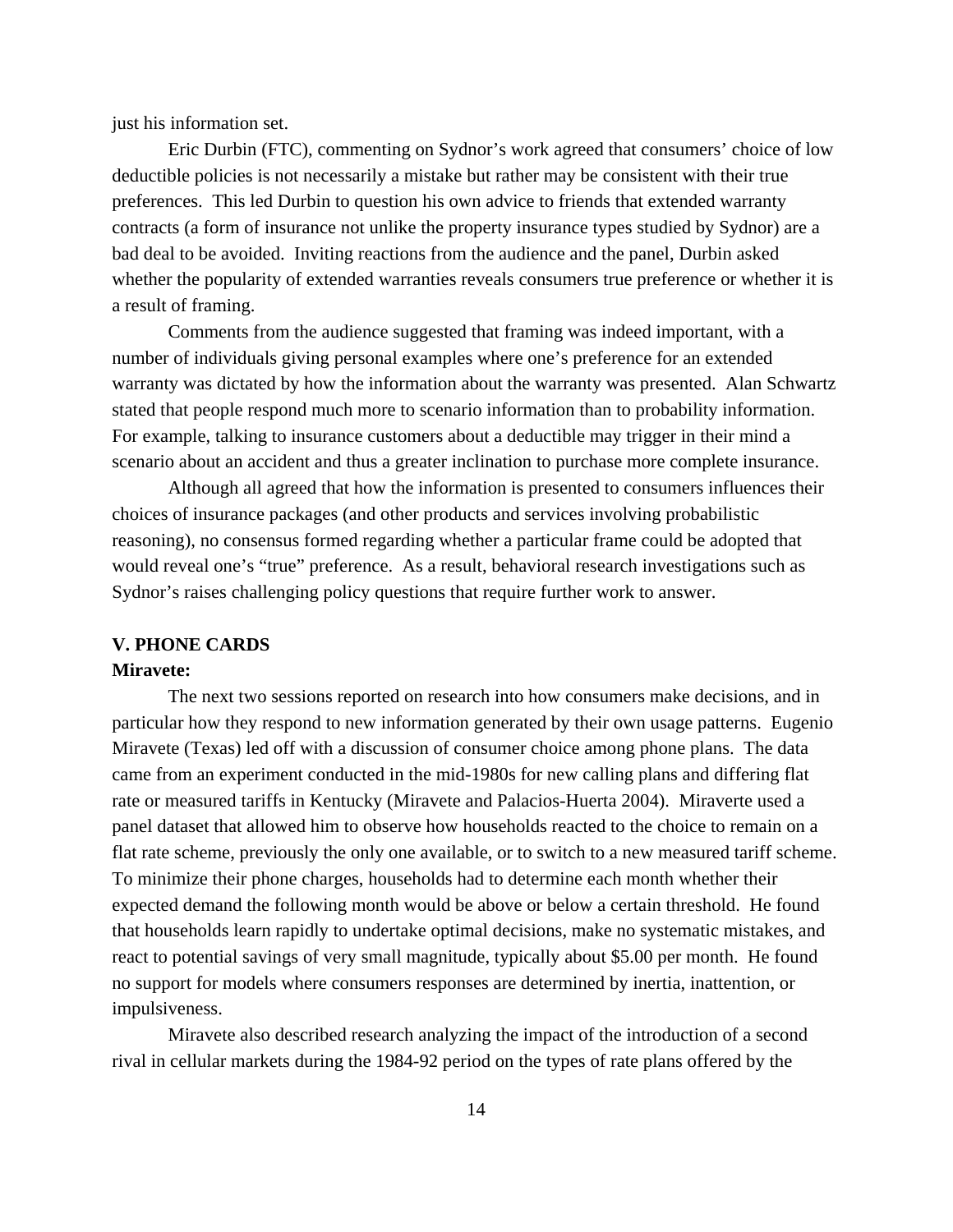just his information set.

Eric Durbin (FTC), commenting on Sydnor's work agreed that consumers' choice of low deductible policies is not necessarily a mistake but rather may be consistent with their true preferences. This led Durbin to question his own advice to friends that extended warranty contracts (a form of insurance not unlike the property insurance types studied by Sydnor) are a bad deal to be avoided. Inviting reactions from the audience and the panel, Durbin asked whether the popularity of extended warranties reveals consumers true preference or whether it is a result of framing.

Comments from the audience suggested that framing was indeed important, with a number of individuals giving personal examples where one's preference for an extended warranty was dictated by how the information about the warranty was presented. Alan Schwartz stated that people respond much more to scenario information than to probability information. For example, talking to insurance customers about a deductible may trigger in their mind a scenario about an accident and thus a greater inclination to purchase more complete insurance.

Although all agreed that how the information is presented to consumers influences their choices of insurance packages (and other products and services involving probabilistic reasoning), no consensus formed regarding whether a particular frame could be adopted that would reveal one's "true" preference. As a result, behavioral research investigations such as Sydnor's raises challenging policy questions that require further work to answer.

## V. PHONE CARDS

**Miravete:**

The next two sessions reported on research into how consumers make decisions, and in particular how they respond to new information generated by their own usage patterns. Eugenio Miravete (Texas) led off with a discussion of consumer choice among phone plans. The data came from an experiment conducted in the mid-1980s for new calling plans and differing flat rate or measured tariffs in Kentucky (Miravete and Palacios-Huerta 2004). Miraverte used a panel dataset that allowed him to observe how households reacted to the choice to remain on a flat rate scheme, previously the only one available, or to switch to a new measured tariff scheme. To minimize their phone charges, households had to determine each month whether their expected demand the following month would be above or below a certain threshold. He found that households learn rapidly to undertake optimal decisions, make no systematic mistakes, and react to potential savings of very small magnitude, typically about $5.00 per month. He found no support for models where consumers responses are determined by inertia, inattention, or impulsiveness.

Miravete also described research analyzing the impact of the introduction of a second rival in cellular markets during the 1984-92 period on the types of rate plans offered by the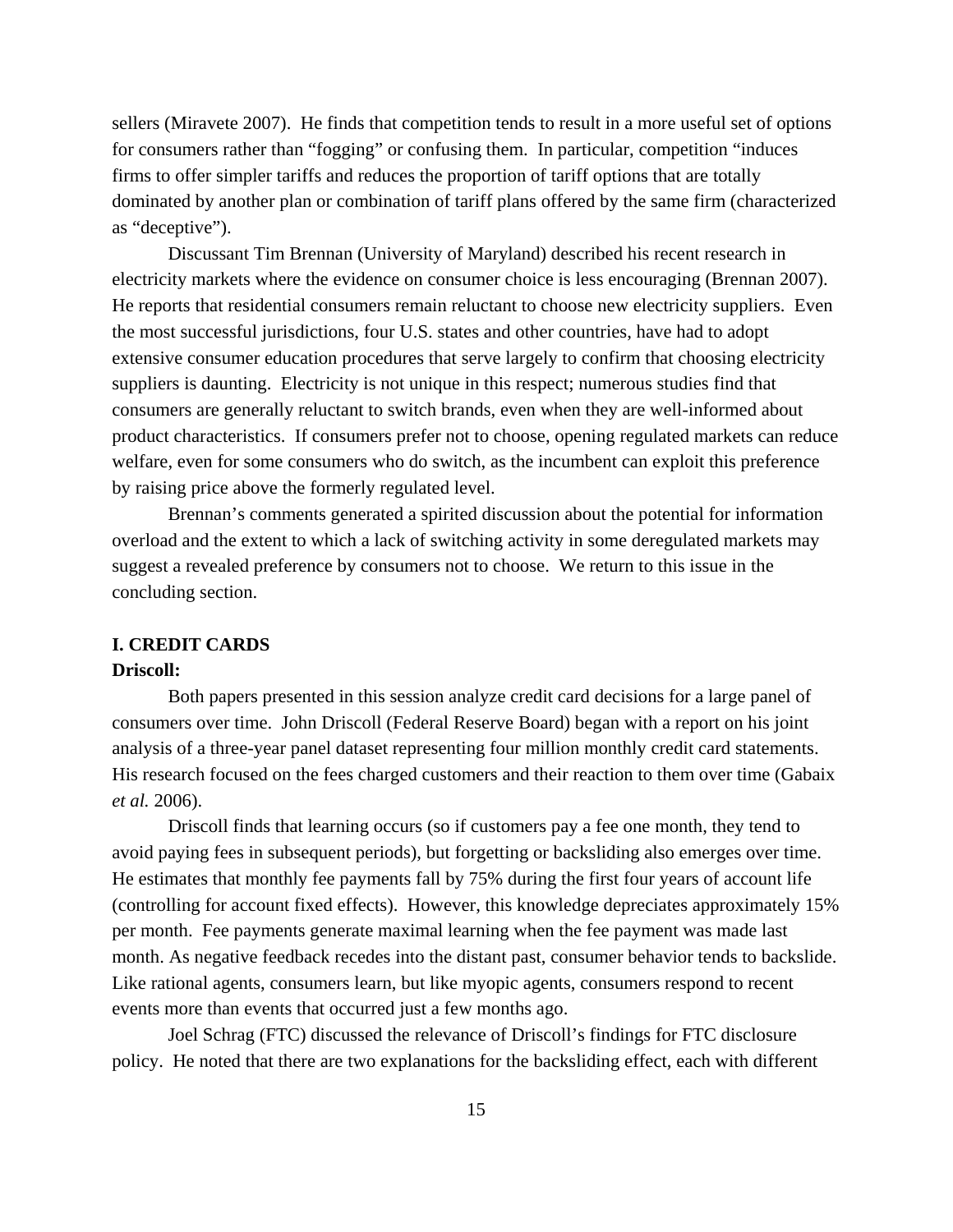sellers (Miravete 2007). He finds that competition tends to result in a more useful set of options for consumers rather than "fogging" or confusing them. In particular, competition "induces firms to offer simpler tariffs and reduces the proportion of tariff options that are totally dominated by another plan or combination of tariff plans offered by the same firm (characterized as "deceptive").

Discussant Tim Brennan (University of Maryland) described his recent research in electricity markets where the evidence on consumer choice is less encouraging (Brennan 2007). He reports that residential consumers remain reluctant to choose new electricity suppliers. Even the most successful jurisdictions, four U.S. states and other countries, have had to adopt extensive consumer education procedures that serve largely to confirm that choosing electricity suppliers is daunting. Electricity is not unique in this respect; numerous studies find that consumers are generally reluctant to switch brands, even when they are well-informed about product characteristics. If consumers prefer not to choose, opening regulated markets can reduce welfare, even for some consumers who do switch, as the incumbent can exploit this preference by raising price above the formerly regulated level.

Brennan's comments generated a spirited discussion about the potential for information overload and the extent to which a lack of switching activity in some deregulated markets may suggest a revealed preference by consumers not to choose. We return to this issue in the concluding section.

## I. CREDIT CARDS

**Driscoll:**

Both papers presented in this session analyze credit card decisions for a large panel of consumers over time. John Driscoll (Federal Reserve Board) began with a report on his joint analysis of a three-year panel dataset representing four million monthly credit card statements. His research focused on the fees charged customers and their reaction to them over time (Gabaix *et al.* 2006).

Driscoll finds that learning occurs (so if customers pay a fee one month, they tend to avoid paying fees in subsequent periods), but forgetting or backsliding also emerges over time. He estimates that monthly fee payments fall by 75% during the first four years of account life (controlling for account fixed effects). However, this knowledge depreciates approximately 15% per month. Fee payments generate maximal learning when the fee payment was made last month. As negative feedback recedes into the distant past, consumer behavior tends to backslide. Like rational agents, consumers learn, but like myopic agents, consumers respond to recent events more than events that occurred just a few months ago.

Joel Schrag (FTC) discussed the relevance of Driscoll's findings for FTC disclosure policy. He noted that there are two explanations for the backsliding effect, each with different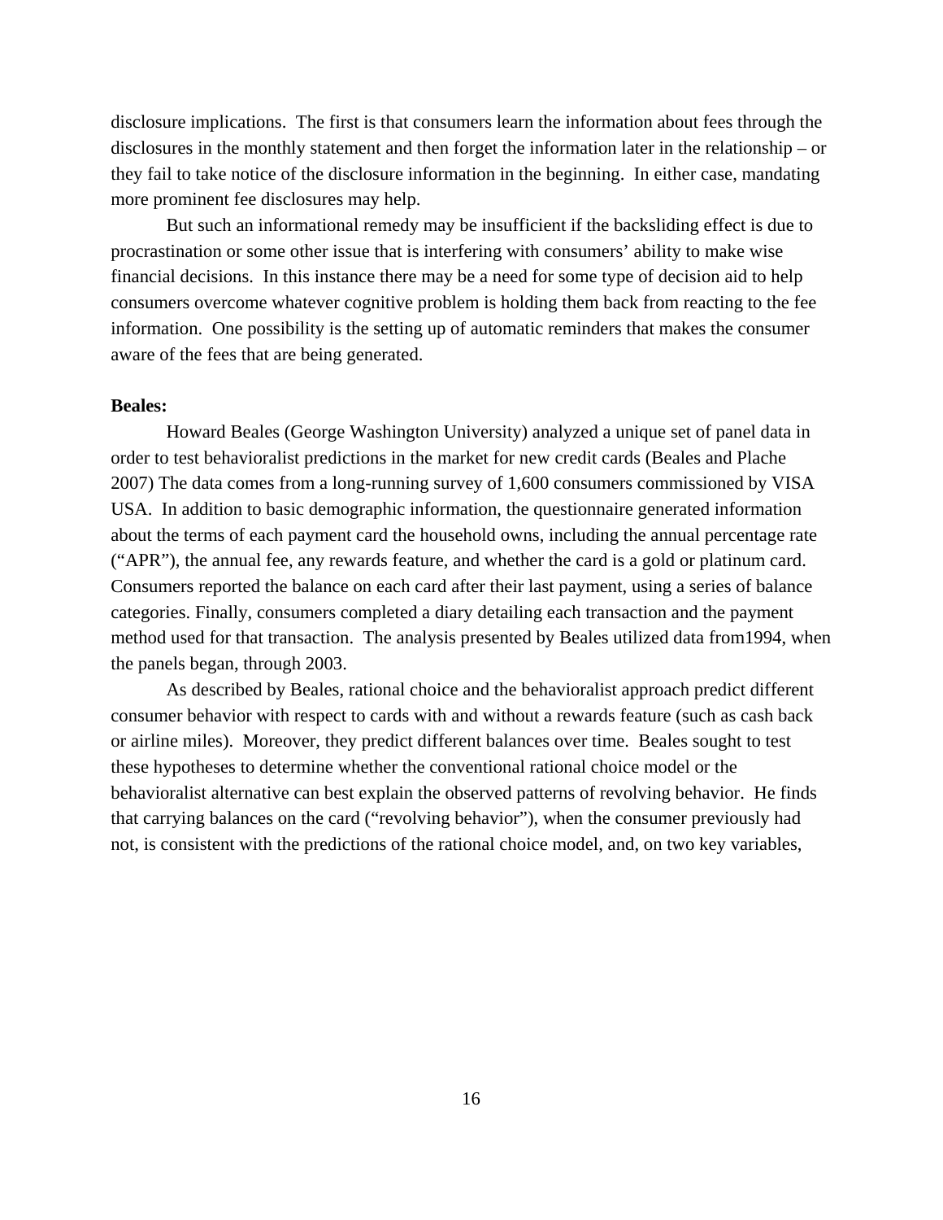disclosure implications. The first is that consumers learn the information about fees through the disclosures in the monthly statement and then forget the information later in the relationship – or they fail to take notice of the disclosure information in the beginning. In either case, mandating more prominent fee disclosures may help.

But such an informational remedy may be insufficient if the backsliding effect is due to procrastination or some other issue that is interfering with consumers' ability to make wise financial decisions. In this instance there may be a need for some type of decision aid to help consumers overcome whatever cognitive problem is holding them back from reacting to the fee information. One possibility is the setting up of automatic reminders that makes the consumer aware of the fees that are being generated.

**Beales:**

Howard Beales (George Washington University) analyzed a unique set of panel data in order to test behavioralist predictions in the market for new credit cards (Beales and Plache 2007) The data comes from a long-running survey of 1,600 consumers commissioned by VISA USA. In addition to basic demographic information, the questionnaire generated information about the terms of each payment card the household owns, including the annual percentage rate ("APR"), the annual fee, any rewards feature, and whether the card is a gold or platinum card. Consumers reported the balance on each card after their last payment, using a series of balance categories. Finally, consumers completed a diary detailing each transaction and the payment method used for that transaction. The analysis presented by Beales utilized data from1994, when the panels began, through 2003.

As described by Beales, rational choice and the behavioralist approach predict different consumer behavior with respect to cards with and without a rewards feature (such as cash back or airline miles). Moreover, they predict different balances over time. Beales sought to test these hypotheses to determine whether the conventional rational choice model or the behavioralist alternative can best explain the observed patterns of revolving behavior. He finds that carrying balances on the card ("revolving behavior"), when the consumer previously had not, is consistent with the predictions of the rational choice model, and, on two key variables,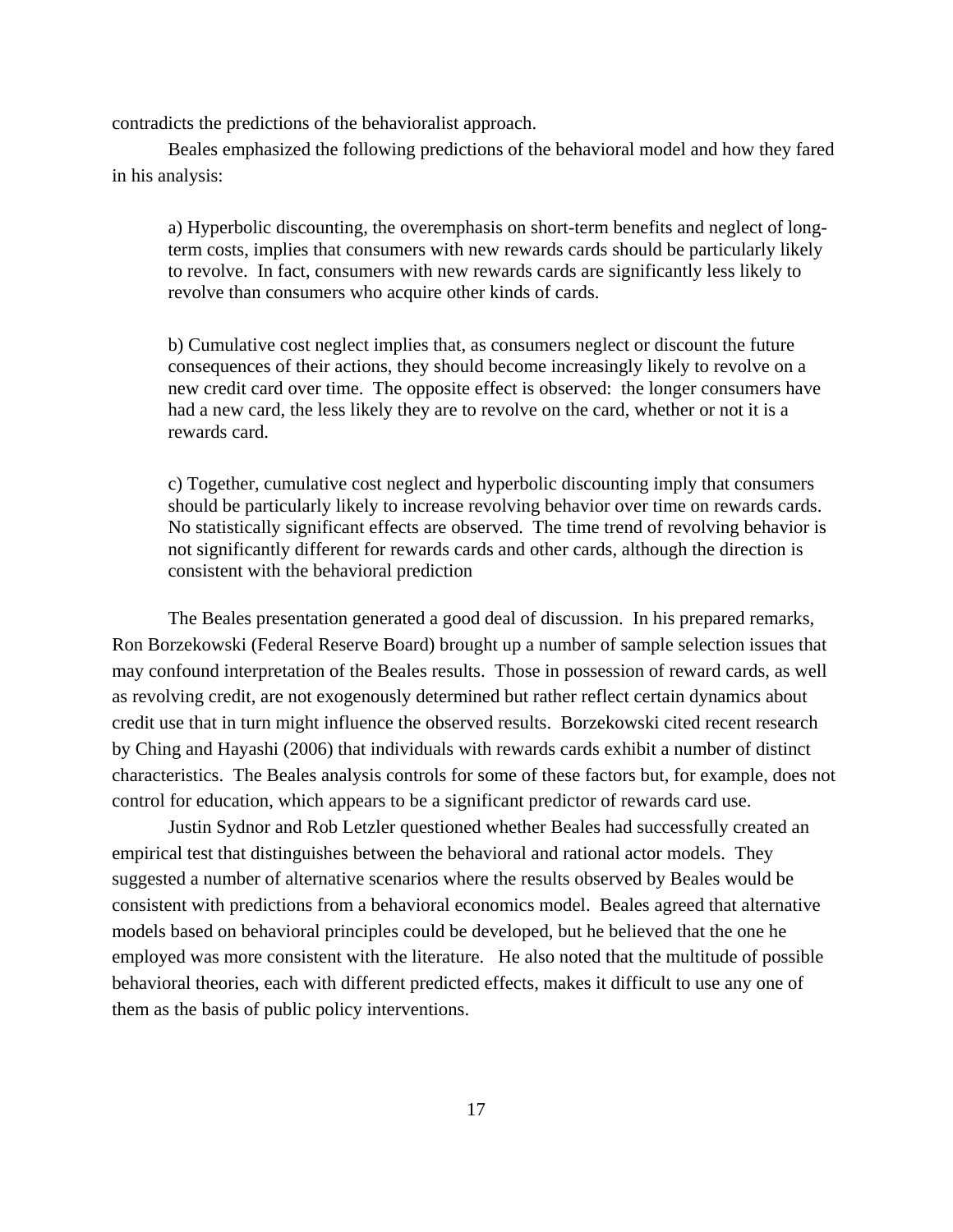contradicts the predictions of the behavioralist approach.

Beales emphasized the following predictions of the behavioral model and how they fared in his analysis:

> a) Hyperbolic discounting, the overemphasis on short-term benefits and neglect of long-term costs, implies that consumers with new rewards cards should be particularly likely to revolve. In fact, consumers with new rewards cards are significantly less likely to revolve than consumers who acquire other kinds of cards.
>
> b) Cumulative cost neglect implies that, as consumers neglect or discount the future consequences of their actions, they should become increasingly likely to revolve on a new credit card over time. The opposite effect is observed: the longer consumers have had a new card, the less likely they are to revolve on the card, whether or not it is a rewards card.
>
> c) Together, cumulative cost neglect and hyperbolic discounting imply that consumers should be particularly likely to increase revolving behavior over time on rewards cards. No statistically significant effects are observed. The time trend of revolving behavior is not significantly different for rewards cards and other cards, although the direction is consistent with the behavioral prediction

The Beales presentation generated a good deal of discussion. In his prepared remarks, Ron Borzekowski (Federal Reserve Board) brought up a number of sample selection issues that may confound interpretation of the Beales results. Those in possession of reward cards, as well as revolving credit, are not exogenously determined but rather reflect certain dynamics about credit use that in turn might influence the observed results. Borzekowski cited recent research by Ching and Hayashi (2006) that individuals with rewards cards exhibit a number of distinct characteristics. The Beales analysis controls for some of these factors but, for example, does not control for education, which appears to be a significant predictor of rewards card use.

Justin Sydnor and Rob Letzler questioned whether Beales had successfully created an empirical test that distinguishes between the behavioral and rational actor models. They suggested a number of alternative scenarios where the results observed by Beales would be consistent with predictions from a behavioral economics model. Beales agreed that alternative models based on behavioral principles could be developed, but he believed that the one he employed was more consistent with the literature. He also noted that the multitude of possible behavioral theories, each with different predicted effects, makes it difficult to use any one of them as the basis of public policy interventions.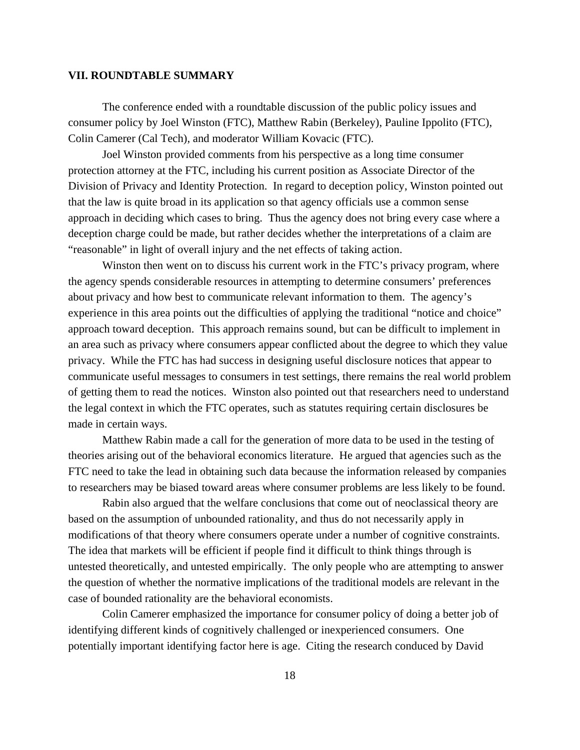## VII. ROUNDTABLE SUMMARY

The conference ended with a roundtable discussion of the public policy issues and consumer policy by Joel Winston (FTC), Matthew Rabin (Berkeley), Pauline Ippolito (FTC), Colin Camerer (Cal Tech), and moderator William Kovacic (FTC).

Joel Winston provided comments from his perspective as a long time consumer protection attorney at the FTC, including his current position as Associate Director of the Division of Privacy and Identity Protection. In regard to deception policy, Winston pointed out that the law is quite broad in its application so that agency officials use a common sense approach in deciding which cases to bring. Thus the agency does not bring every case where a deception charge could be made, but rather decides whether the interpretations of a claim are "reasonable" in light of overall injury and the net effects of taking action.

Winston then went on to discuss his current work in the FTC's privacy program, where the agency spends considerable resources in attempting to determine consumers' preferences about privacy and how best to communicate relevant information to them. The agency's experience in this area points out the difficulties of applying the traditional "notice and choice" approach toward deception. This approach remains sound, but can be difficult to implement in an area such as privacy where consumers appear conflicted about the degree to which they value privacy. While the FTC has had success in designing useful disclosure notices that appear to communicate useful messages to consumers in test settings, there remains the real world problem of getting them to read the notices. Winston also pointed out that researchers need to understand the legal context in which the FTC operates, such as statutes requiring certain disclosures be made in certain ways.

Matthew Rabin made a call for the generation of more data to be used in the testing of theories arising out of the behavioral economics literature. He argued that agencies such as the FTC need to take the lead in obtaining such data because the information released by companies to researchers may be biased toward areas where consumer problems are less likely to be found.

Rabin also argued that the welfare conclusions that come out of neoclassical theory are based on the assumption of unbounded rationality, and thus do not necessarily apply in modifications of that theory where consumers operate under a number of cognitive constraints. The idea that markets will be efficient if people find it difficult to think things through is untested theoretically, and untested empirically. The only people who are attempting to answer the question of whether the normative implications of the traditional models are relevant in the case of bounded rationality are the behavioral economists.

Colin Camerer emphasized the importance for consumer policy of doing a better job of identifying different kinds of cognitively challenged or inexperienced consumers. One potentially important identifying factor here is age. Citing the research conduced by David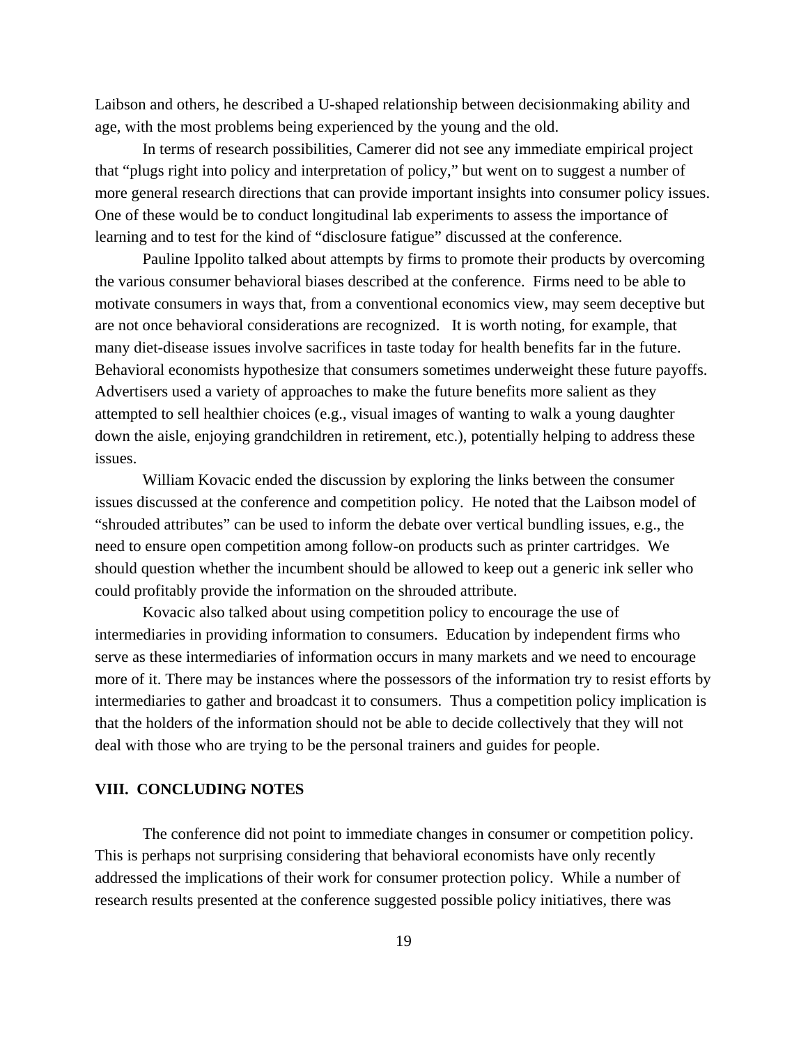Laibson and others, he described a U-shaped relationship between decisionmaking ability and age, with the most problems being experienced by the young and the old.

In terms of research possibilities, Camerer did not see any immediate empirical project that "plugs right into policy and interpretation of policy," but went on to suggest a number of more general research directions that can provide important insights into consumer policy issues. One of these would be to conduct longitudinal lab experiments to assess the importance of learning and to test for the kind of "disclosure fatigue" discussed at the conference.

Pauline Ippolito talked about attempts by firms to promote their products by overcoming the various consumer behavioral biases described at the conference. Firms need to be able to motivate consumers in ways that, from a conventional economics view, may seem deceptive but are not once behavioral considerations are recognized. It is worth noting, for example, that many diet-disease issues involve sacrifices in taste today for health benefits far in the future. Behavioral economists hypothesize that consumers sometimes underweight these future payoffs. Advertisers used a variety of approaches to make the future benefits more salient as they attempted to sell healthier choices (e.g., visual images of wanting to walk a young daughter down the aisle, enjoying grandchildren in retirement, etc.), potentially helping to address these issues.

William Kovacic ended the discussion by exploring the links between the consumer issues discussed at the conference and competition policy. He noted that the Laibson model of "shrouded attributes" can be used to inform the debate over vertical bundling issues, e.g., the need to ensure open competition among follow-on products such as printer cartridges. We should question whether the incumbent should be allowed to keep out a generic ink seller who could profitably provide the information on the shrouded attribute.

Kovacic also talked about using competition policy to encourage the use of intermediaries in providing information to consumers. Education by independent firms who serve as these intermediaries of information occurs in many markets and we need to encourage more of it. There may be instances where the possessors of the information try to resist efforts by intermediaries to gather and broadcast it to consumers. Thus a competition policy implication is that the holders of the information should not be able to decide collectively that they will not deal with those who are trying to be the personal trainers and guides for people.

## VIII. CONCLUDING NOTES

The conference did not point to immediate changes in consumer or competition policy. This is perhaps not surprising considering that behavioral economists have only recently addressed the implications of their work for consumer protection policy. While a number of research results presented at the conference suggested possible policy initiatives, there was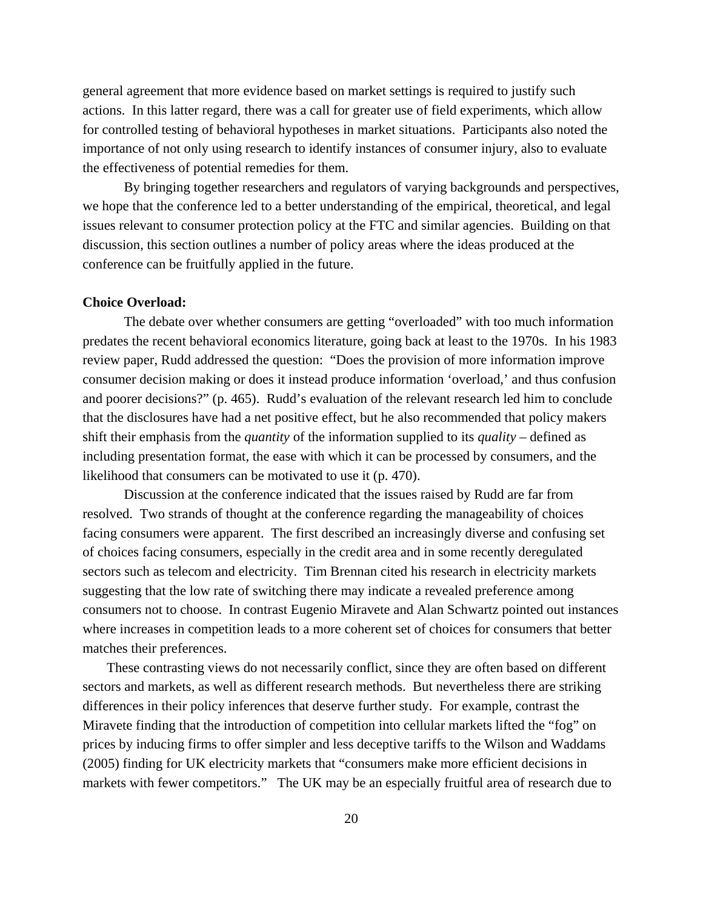general agreement that more evidence based on market settings is required to justify such actions. In this latter regard, there was a call for greater use of field experiments, which allow for controlled testing of behavioral hypotheses in market situations. Participants also noted the importance of not only using research to identify instances of consumer injury, also to evaluate the effectiveness of potential remedies for them.

By bringing together researchers and regulators of varying backgrounds and perspectives, we hope that the conference led to a better understanding of the empirical, theoretical, and legal issues relevant to consumer protection policy at the FTC and similar agencies. Building on that discussion, this section outlines a number of policy areas where the ideas produced at the conference can be fruitfully applied in the future.

**Choice Overload:**

The debate over whether consumers are getting "overloaded" with too much information predates the recent behavioral economics literature, going back at least to the 1970s. In his 1983 review paper, Rudd addressed the question: "Does the provision of more information improve consumer decision making or does it instead produce information 'overload,' and thus confusion and poorer decisions?" (p. 465). Rudd's evaluation of the relevant research led him to conclude that the disclosures have had a net positive effect, but he also recommended that policy makers shift their emphasis from the *quantity* of the information supplied to its *quality* – defined as including presentation format, the ease with which it can be processed by consumers, and the likelihood that consumers can be motivated to use it (p. 470).

Discussion at the conference indicated that the issues raised by Rudd are far from resolved. Two strands of thought at the conference regarding the manageability of choices facing consumers were apparent. The first described an increasingly diverse and confusing set of choices facing consumers, especially in the credit area and in some recently deregulated sectors such as telecom and electricity. Tim Brennan cited his research in electricity markets suggesting that the low rate of switching there may indicate a revealed preference among consumers not to choose. In contrast Eugenio Miravete and Alan Schwartz pointed out instances where increases in competition leads to a more coherent set of choices for consumers that better matches their preferences.

These contrasting views do not necessarily conflict, since they are often based on different sectors and markets, as well as different research methods. But nevertheless there are striking differences in their policy inferences that deserve further study. For example, contrast the Miravete finding that the introduction of competition into cellular markets lifted the "fog" on prices by inducing firms to offer simpler and less deceptive tariffs to the Wilson and Waddams (2005) finding for UK electricity markets that "consumers make more efficient decisions in markets with fewer competitors." The UK may be an especially fruitful area of research due to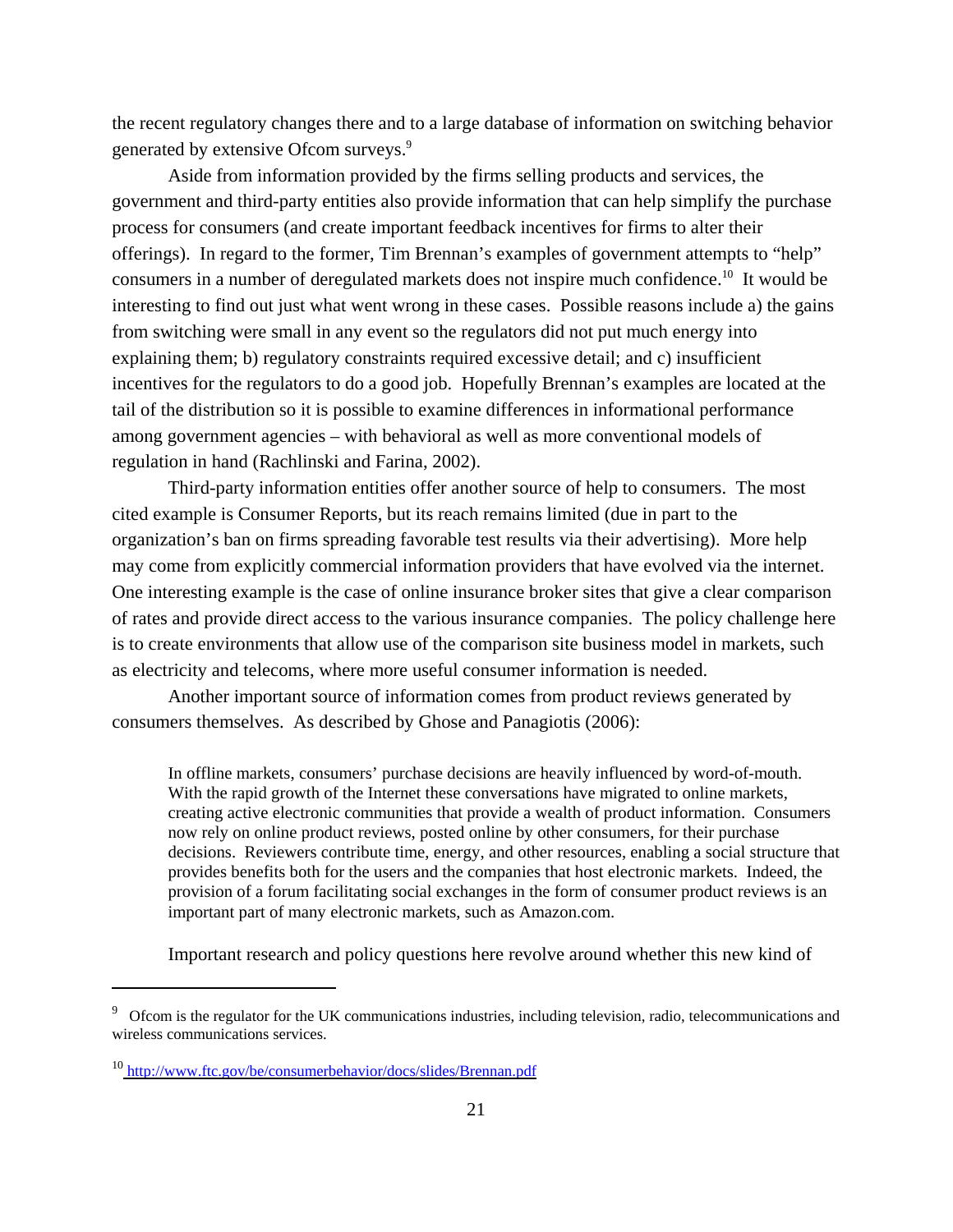the recent regulatory changes there and to a large database of information on switching behavior generated by extensive Ofcom surveys.[9]

Aside from information provided by the firms selling products and services, the government and third-party entities also provide information that can help simplify the purchase process for consumers (and create important feedback incentives for firms to alter their offerings). In regard to the former, Tim Brennan's examples of government attempts to "help" consumers in a number of deregulated markets does not inspire much confidence.[10] It would be interesting to find out just what went wrong in these cases. Possible reasons include a) the gains from switching were small in any event so the regulators did not put much energy into explaining them; b) regulatory constraints required excessive detail; and c) insufficient incentives for the regulators to do a good job. Hopefully Brennan's examples are located at the tail of the distribution so it is possible to examine differences in informational performance among government agencies – with behavioral as well as more conventional models of regulation in hand (Rachlinski and Farina, 2002).

Third-party information entities offer another source of help to consumers. The most cited example is Consumer Reports, but its reach remains limited (due in part to the organization's ban on firms spreading favorable test results via their advertising). More help may come from explicitly commercial information providers that have evolved via the internet. One interesting example is the case of online insurance broker sites that give a clear comparison of rates and provide direct access to the various insurance companies. The policy challenge here is to create environments that allow use of the comparison site business model in markets, such as electricity and telecoms, where more useful consumer information is needed.

Another important source of information comes from product reviews generated by consumers themselves. As described by Ghose and Panagiotis (2006):

> In offline markets, consumers' purchase decisions are heavily influenced by word-of-mouth. With the rapid growth of the Internet these conversations have migrated to online markets, creating active electronic communities that provide a wealth of product information. Consumers now rely on online product reviews, posted online by other consumers, for their purchase decisions. Reviewers contribute time, energy, and other resources, enabling a social structure that provides benefits both for the users and the companies that host electronic markets. Indeed, the provision of a forum facilitating social exchanges in the form of consumer product reviews is an important part of many electronic markets, such as Amazon.com.

Important research and policy questions here revolve around whether this new kind of

---

[9] Ofcom is the regulator for the UK communications industries, including television, radio, telecommunications and wireless communications services.

[10] http://www.ftc.gov/be/consumerbehavior/docs/slides/Brennan.pdf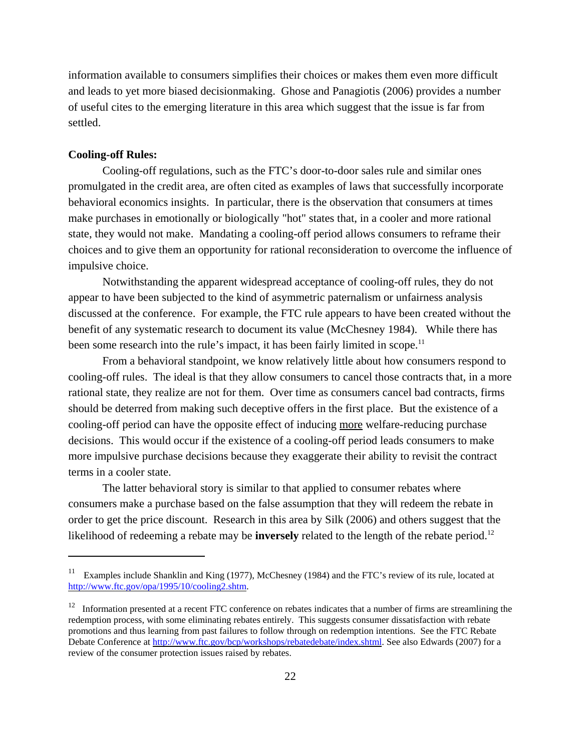information available to consumers simplifies their choices or makes them even more difficult and leads to yet more biased decisionmaking. Ghose and Panagiotis (2006) provides a number of useful cites to the emerging literature in this area which suggest that the issue is far from settled.

**Cooling-off Rules:**

Cooling-off regulations, such as the FTC's door-to-door sales rule and similar ones promulgated in the credit area, are often cited as examples of laws that successfully incorporate behavioral economics insights. In particular, there is the observation that consumers at times make purchases in emotionally or biologically "hot" states that, in a cooler and more rational state, they would not make. Mandating a cooling-off period allows consumers to reframe their choices and to give them an opportunity for rational reconsideration to overcome the influence of impulsive choice.

Notwithstanding the apparent widespread acceptance of cooling-off rules, they do not appear to have been subjected to the kind of asymmetric paternalism or unfairness analysis discussed at the conference. For example, the FTC rule appears to have been created without the benefit of any systematic research to document its value (McChesney 1984). While there has been some research into the rule's impact, it has been fairly limited in scope.[11]

From a behavioral standpoint, we know relatively little about how consumers respond to cooling-off rules. The ideal is that they allow consumers to cancel those contracts that, in a more rational state, they realize are not for them. Over time as consumers cancel bad contracts, firms should be deterred from making such deceptive offers in the first place. But the existence of a cooling-off period can have the opposite effect of inducing <u>more</u> welfare-reducing purchase decisions. This would occur if the existence of a cooling-off period leads consumers to make more impulsive purchase decisions because they exaggerate their ability to revisit the contract terms in a cooler state.

The latter behavioral story is similar to that applied to consumer rebates where consumers make a purchase based on the false assumption that they will redeem the rebate in order to get the price discount. Research in this area by Silk (2006) and others suggest that the likelihood of redeeming a rebate may be **inversely** related to the length of the rebate period.[12]

---

[11] Examples include Shanklin and King (1977), McChesney (1984) and the FTC's review of its rule, located at http://www.ftc.gov/opa/1995/10/cooling2.shtm.

[12] Information presented at a recent FTC conference on rebates indicates that a number of firms are streamlining the redemption process, with some eliminating rebates entirely. This suggests consumer dissatisfaction with rebate promotions and thus learning from past failures to follow through on redemption intentions. See the FTC Rebate Debate Conference at http://www.ftc.gov/bcp/workshops/rebatedebate/index.shtml. See also Edwards (2007) for a review of the consumer protection issues raised by rebates.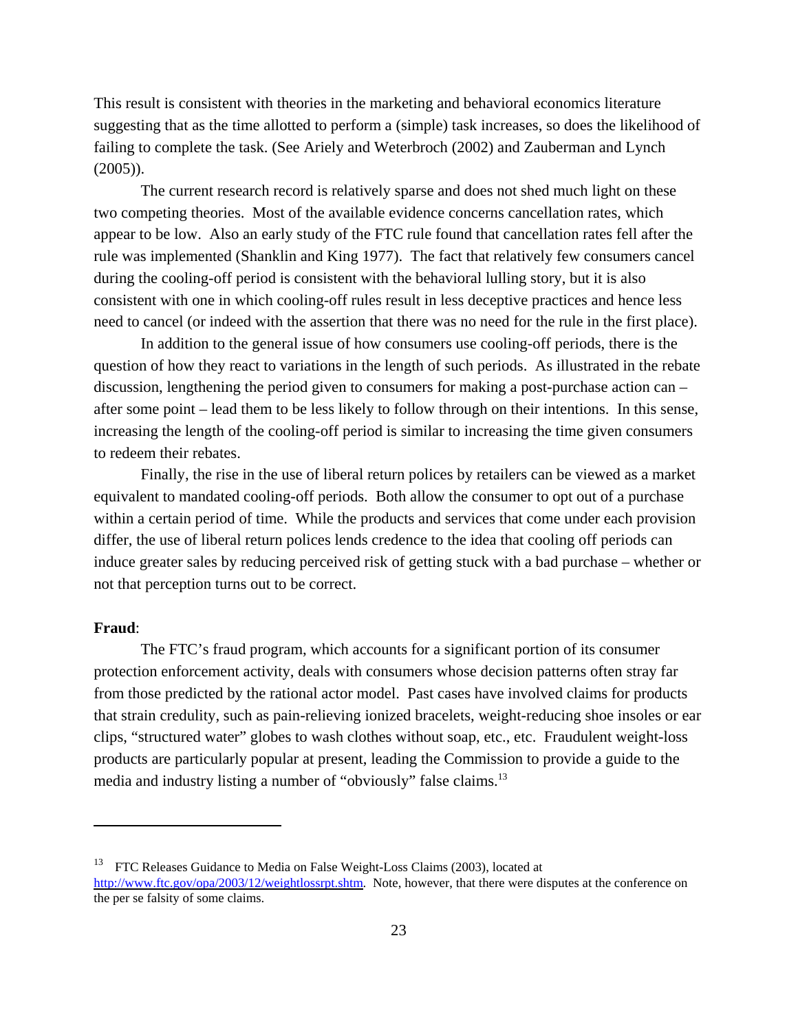This result is consistent with theories in the marketing and behavioral economics literature suggesting that as the time allotted to perform a (simple) task increases, so does the likelihood of failing to complete the task. (See Ariely and Weterbroch (2002) and Zauberman and Lynch (2005)).

The current research record is relatively sparse and does not shed much light on these two competing theories. Most of the available evidence concerns cancellation rates, which appear to be low. Also an early study of the FTC rule found that cancellation rates fell after the rule was implemented (Shanklin and King 1977). The fact that relatively few consumers cancel during the cooling-off period is consistent with the behavioral lulling story, but it is also consistent with one in which cooling-off rules result in less deceptive practices and hence less need to cancel (or indeed with the assertion that there was no need for the rule in the first place).

In addition to the general issue of how consumers use cooling-off periods, there is the question of how they react to variations in the length of such periods. As illustrated in the rebate discussion, lengthening the period given to consumers for making a post-purchase action can – after some point – lead them to be less likely to follow through their intentions. In this sense, increasing the length of the cooling-off period is similar to increasing the time given consumers to redeem their rebates.

Finally, the rise in the use of liberal return polices by retailers can be viewed as a market equivalent to mandated cooling-off periods. Both allow the consumer to opt out of a purchase within a certain period of time. While the products and services that come under each provision differ, the use of liberal return polices lends credence to the idea that cooling off periods can induce greater sales by reducing perceived risk of getting stuck with a bad purchase – whether or not that perception turns out to be correct.

**Fraud**:

The FTC's fraud program, which accounts for a significant portion of its consumer protection enforcement activity, deals with consumers whose decision patterns often stray far from those predicted by the rational actor model. Past cases have involved claims for products that strain credulity, such as pain-relieving ionized bracelets, weight-reducing shoe insoles or ear clips, "structured water" globes to wash clothes without soap, etc., etc. Fraudulent weight-loss products are particularly popular at present, leading the Commission to provide a guide to the media and industry listing a number of "obviously" false claims.[13]

---

[13] FTC Releases Guidance to Media on False Weight-Loss Claims (2003), located at http://www.ftc.gov/opa/2003/12/weightlossrpt.shtm. Note, however, that there were disputes at the conference on the per se falsity of some claims.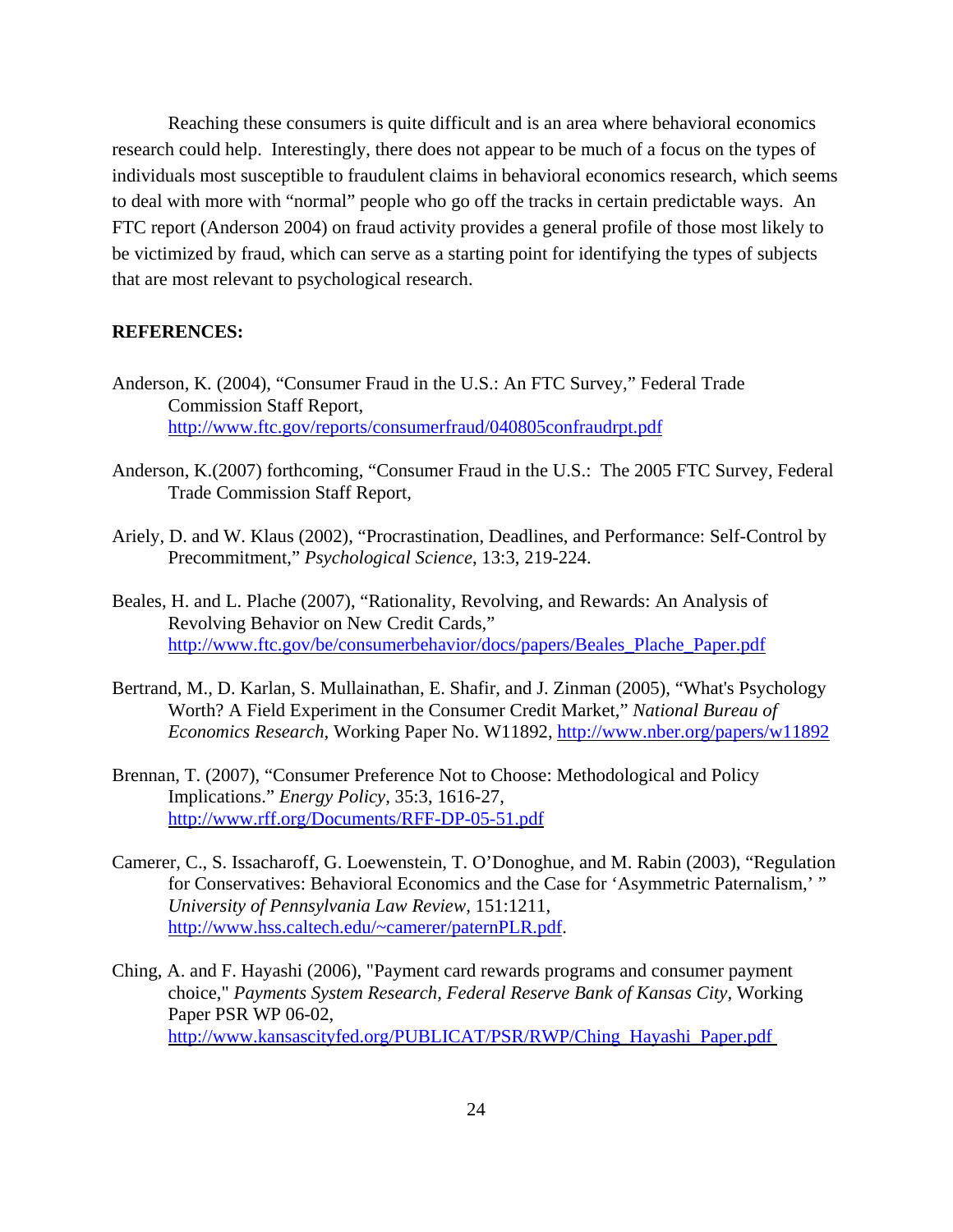Reaching these consumers is quite difficult and is an area where behavioral economics research could help. Interestingly, there does not appear to be much of a focus on the types of individuals most susceptible to fraudulent claims in behavioral economics research, which seems to deal with more with "normal" people who go off the tracks in certain predictable ways. An FTC report (Anderson 2004) on fraud activity provides a general profile of those most likely to be victimized by fraud, which can serve as a starting point for identifying the types of subjects that are most relevant to psychological research.

**REFERENCES:**

Anderson, K. (2004), "Consumer Fraud in the U.S.: An FTC Survey," Federal Trade Commission Staff Report, http://www.ftc.gov/reports/consumerfraud/040805confraudrpt.pdf

Anderson, K.(2007) forthcoming, "Consumer Fraud in the U.S.: The 2005 FTC Survey, Federal Trade Commission Staff Report,

Ariely, D. and W. Klaus (2002), "Procrastination, Deadlines, and Performance: Self-Control by Precommitment," *Psychological Science*, 13:3, 219-224.

Beales, H. and L. Plache (2007), "Rationality, Revolving, and Rewards: An Analysis of Revolving Behavior on New Credit Cards," http://www.ftc.gov/be/consumerbehavior/docs/papers/Beales_Plache_Paper.pdf

Bertrand, M., D. Karlan, S. Mullainathan, E. Shafir, and J. Zinman (2005), "What's Psychology Worth? A Field Experiment in the Consumer Credit Market," *National Bureau of Economics Research*, Working Paper No. W11892, http://www.nber.org/papers/w11892

Brennan, T. (2007), "Consumer Preference Not to Choose: Methodological and Policy Implications." *Energy Policy*, 35:3, 1616-27, http://www.rff.org/Documents/RFF-DP-05-51.pdf

Camerer, C., S. Issacharoff, G. Loewenstein, T. O'Donoghue, and M. Rabin (2003), "Regulation for Conservatives: Behavioral Economics and the Case for 'Asymmetric Paternalism,' " *University of Pennsylvania Law Review*, 151:1211, http://www.hss.caltech.edu/~camerer/paternPLR.pdf.

Ching, A. and F. Hayashi (2006), "Payment card rewards programs and consumer payment choice," *Payments System Research, Federal Reserve Bank of Kansas City*, Working Paper PSR WP 06-02, http://www.kansascityfed.org/PUBLICAT/PSR/RWP/Ching_Hayashi_Paper.pdf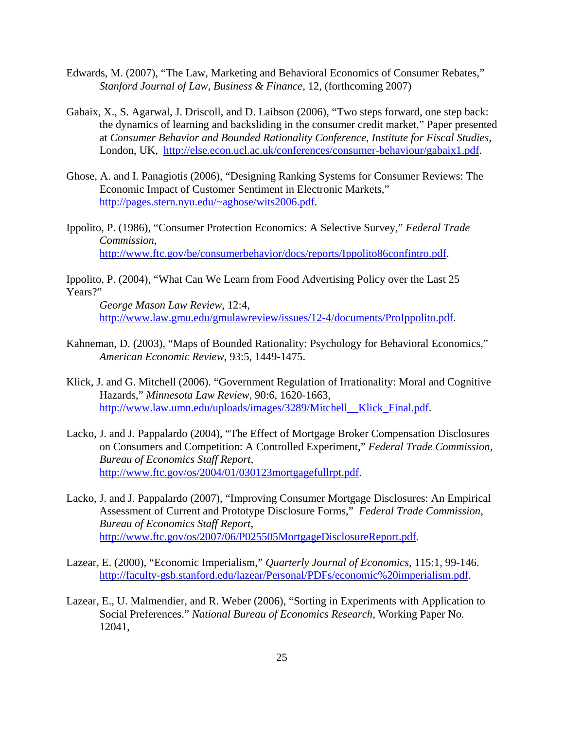Edwards, M. (2007), "The Law, Marketing and Behavioral Economics of Consumer Rebates," *Stanford Journal of Law, Business & Finance,* 12, (forthcoming 2007)

Gabaix, X., S. Agarwal, J. Driscoll, and D. Laibson (2006), "Two steps forward, one step back: the dynamics of learning and backsliding in the consumer credit market," Paper presented at *Consumer Behavior and Bounded Rationality Conference, Institute for Fiscal Studies*, London, UK, http://else.econ.ucl.ac.uk/conferences/consumer-behaviour/gabaix1.pdf.

Ghose, A. and I. Panagiotis (2006), "Designing Ranking Systems for Consumer Reviews: The Economic Impact of Customer Sentiment in Electronic Markets," http://pages.stern.nyu.edu/~aghose/wits2006.pdf.

Ippolito, P. (1986), "Consumer Protection Economics: A Selective Survey," *Federal Trade Commission,* http://www.ftc.gov/be/consumerbehavior/docs/reports/Ippolito86confintro.pdf.

Ippolito, P. (2004), "What Can We Learn from Food Advertising Policy over the Last 25 Years?" *George Mason Law Review*, 12:4, http://www.law.gmu.edu/gmulawreview/issues/12-4/documents/ProIppolito.pdf.

Kahneman, D. (2003), "Maps of Bounded Rationality: Psychology for Behavioral Economics," *American Economic Review*, 93:5, 1449-1475.

Klick, J. and G. Mitchell (2006). "Government Regulation of Irrationality: Moral and Cognitive Hazards," *Minnesota Law Review*, 90:6, 1620-1663, http://www.law.umn.edu/uploads/images/3289/Mitchell__Klick_Final.pdf.

Lacko, J. and J. Pappalardo (2004), "The Effect of Mortgage Broker Compensation Disclosures on Consumers and Competition: A Controlled Experiment," *Federal Trade Commission, Bureau of Economics Staff Report,* http://www.ftc.gov/os/2004/01/030123mortgagefullrpt.pdf.

Lacko, J. and J. Pappalardo (2007), "Improving Consumer Mortgage Disclosures: An Empirical Assessment of Current and Prototype Disclosure Forms," *Federal Trade Commission, Bureau of Economics Staff Report,* http://www.ftc.gov/os/2007/06/P025505MortgageDisclosureReport.pdf.

Lazear, E. (2000), "Economic Imperialism," *Quarterly Journal of Economics,* 115:1, 99-146. http://faculty-gsb.stanford.edu/lazear/Personal/PDFs/economic%20imperialism.pdf.

Lazear, E., U. Malmendier, and R. Weber (2006), "Sorting in Experiments with Application to Social Preferences." *National Bureau of Economics Research,* Working Paper No. 12041,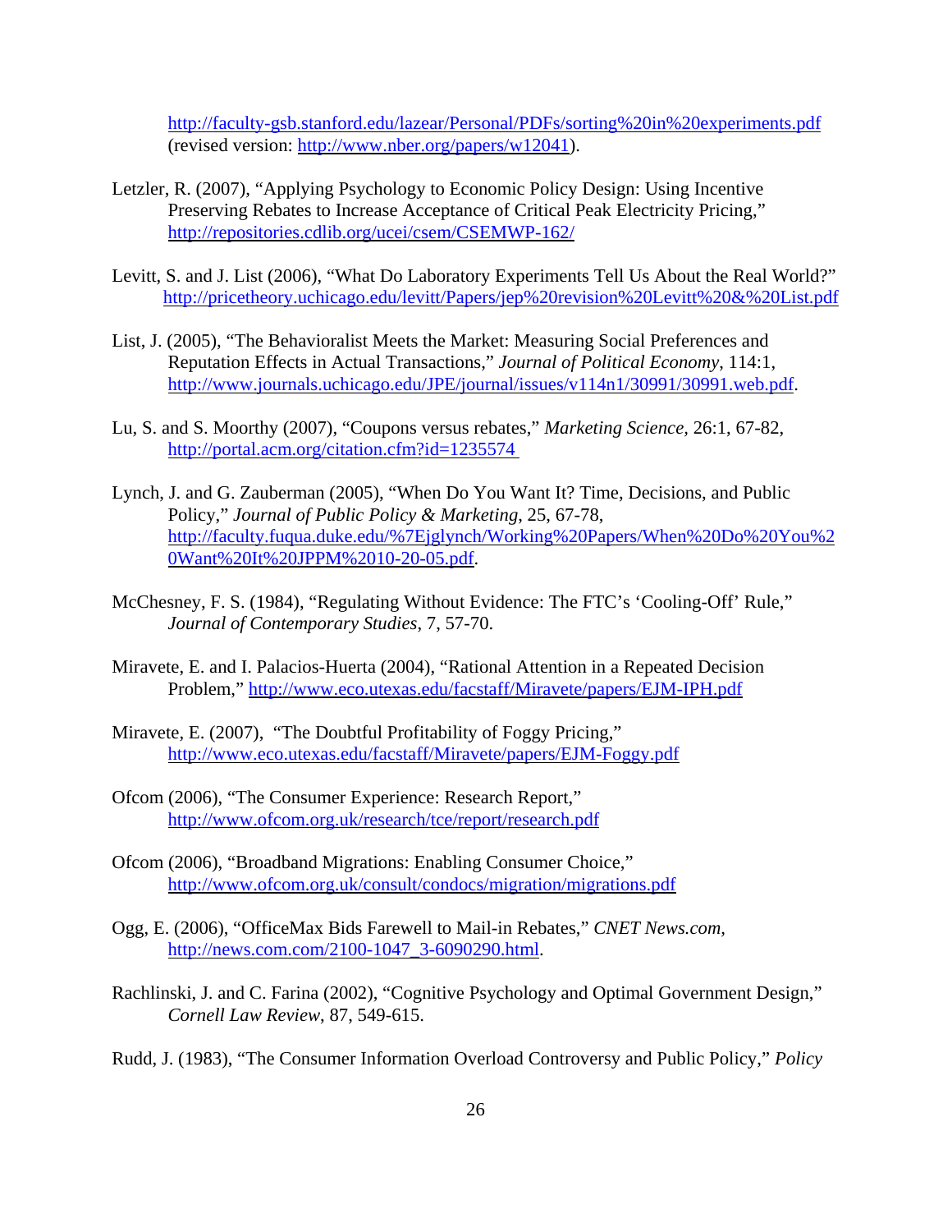http://faculty-gsb.stanford.edu/lazear/Personal/PDFs/sorting%20in%20experiments.pdf (revised version: http://www.nber.org/papers/w12041).

Letzler, R. (2007), "Applying Psychology to Economic Policy Design: Using Incentive Preserving Rebates to Increase Acceptance of Critical Peak Electricity Pricing," http://repositories.cdlib.org/ucei/csem/CSEMWP-162/

Levitt, S. and J. List (2006), "What Do Laboratory Experiments Tell Us About the Real World?" http://pricetheory.uchicago.edu/levitt/Papers/jep%20revision%20Levitt%20&%20List.pdf

List, J. (2005), "The Behavioralist Meets the Market: Measuring Social Preferences and Reputation Effects in Actual Transactions," *Journal of Political Economy*, 114:1, http://www.journals.uchicago.edu/JPE/journal/issues/v114n1/30991/30991.web.pdf.

Lu, S. and S. Moorthy (2007), "Coupons versus rebates," *Marketing Science*, 26:1, 67-82, http://portal.acm.org/citation.cfm?id=1235574

Lynch, J. and G. Zauberman (2005), "When Do You Want It? Time, Decisions, and Public Policy," *Journal of Public Policy & Marketing*, 25, 67-78, http://faculty.fuqua.duke.edu/%7Ejglynch/Working%20Papers/When%20Do%20You%20Want%20It%20JPPM%2010-20-05.pdf.

McChesney, F. S. (1984), "Regulating Without Evidence: The FTC's 'Cooling-Off' Rule," *Journal of Contemporary Studies*, 7, 57-70.

Miravete, E. and I. Palacios-Huerta (2004), "Rational Attention in a Repeated Decision Problem," http://www.eco.utexas.edu/facstaff/Miravete/papers/EJM-IPH.pdf

Miravete, E. (2007), "The Doubtful Profitability of Foggy Pricing," http://www.eco.utexas.edu/facstaff/Miravete/papers/EJM-Foggy.pdf

Ofcom (2006), "The Consumer Experience: Research Report," http://www.ofcom.org.uk/research/tce/report/research.pdf

Ofcom (2006), "Broadband Migrations: Enabling Consumer Choice," http://www.ofcom.org.uk/consult/condocs/migration/migrations.pdf

Ogg, E. (2006), "OfficeMax Bids Farewell to Mail-in Rebates," *CNET News.com*, http://news.com.com/2100-1047_3-6090290.html.

Rachlinski, J. and C. Farina (2002), "Cognitive Psychology and Optimal Government Design," *Cornell Law Review*, 87, 549-615.

Rudd, J. (1983), "The Consumer Information Overload Controversy and Public Policy," *Policy*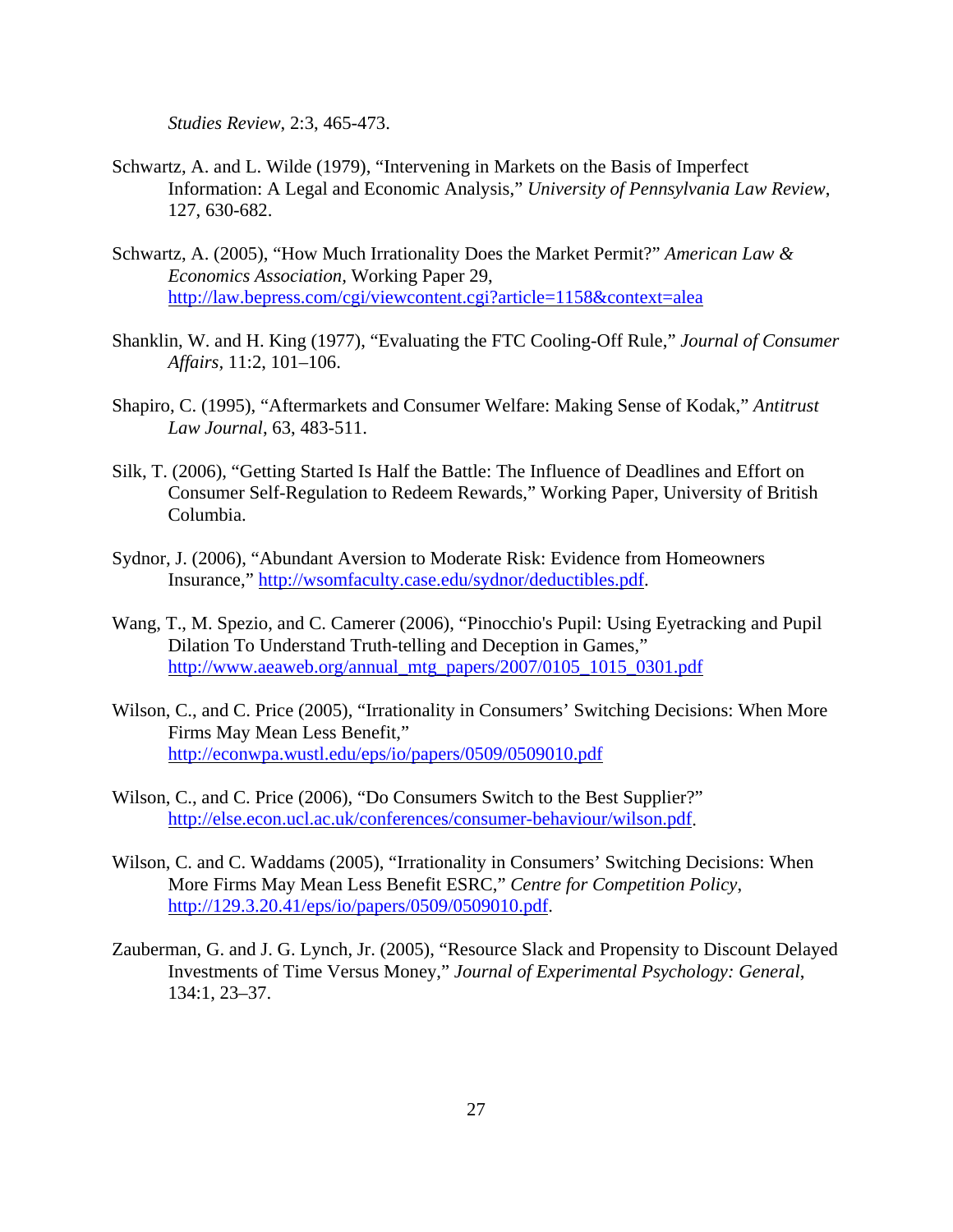*Studies Review*, 2:3, 465-473.

Schwartz, A. and L. Wilde (1979), "Intervening in Markets on the Basis of Imperfect Information: A Legal and Economic Analysis," *University of Pennsylvania Law Review*, 127, 630-682.

Schwartz, A. (2005), "How Much Irrationality Does the Market Permit?" *American Law & Economics Association*, Working Paper 29, http://law.bepress.com/cgi/viewcontent.cgi?article=1158&context=alea

Shanklin, W. and H. King (1977), "Evaluating the FTC Cooling-Off Rule," *Journal of Consumer Affairs*, 11:2, 101–106.

Shapiro, C. (1995), "Aftermarkets and Consumer Welfare: Making Sense of Kodak," *Antitrust Law Journal*, 63, 483-511.

Silk, T. (2006), "Getting Started Is Half the Battle: The Influence of Deadlines and Effort on Consumer Self-Regulation to Redeem Rewards," Working Paper, University of British Columbia.

Sydnor, J. (2006), "Abundant Aversion to Moderate Risk: Evidence from Homeowners Insurance," http://wsomfaculty.case.edu/sydnor/deductibles.pdf.

Wang, T., M. Spezio, and C. Camerer (2006), "Pinocchio's Pupil: Using Eyetracking and Pupil Dilation To Understand Truth-telling and Deception in Games," http://www.aeaweb.org/annual_mtg_papers/2007/0105_1015_0301.pdf

Wilson, C., and C. Price (2005), "Irrationality in Consumers' Switching Decisions: When More Firms May Mean Less Benefit," http://econwpa.wustl.edu/eps/io/papers/0509/0509010.pdf

Wilson, C., and C. Price (2006), "Do Consumers Switch to the Best Supplier?" http://else.econ.ucl.ac.uk/conferences/consumer-behaviour/wilson.pdf.

Wilson, C. and C. Waddams (2005), "Irrationality in Consumers' Switching Decisions: When More Firms May Mean Less Benefit ESRC," *Centre for Competition Policy*, http://129.3.20.41/eps/io/papers/0509/0509010.pdf.

Zauberman, G. and J. G. Lynch, Jr. (2005), "Resource Slack and Propensity to Discount Delayed Investments of Time Versus Money," *Journal of Experimental Psychology: General*, 134:1, 23–37.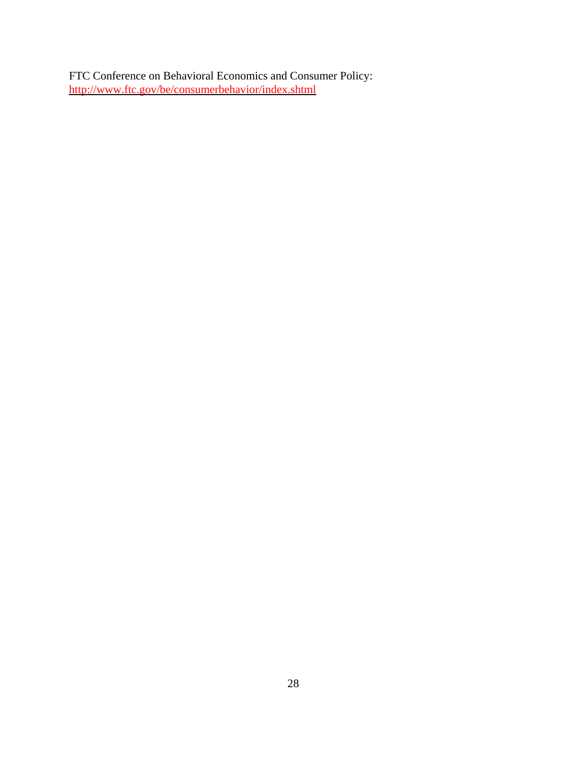FTC Conference on Behavioral Economics and Consumer Policy:
http://www.ftc.gov/be/consumerbehavior/index.shtml